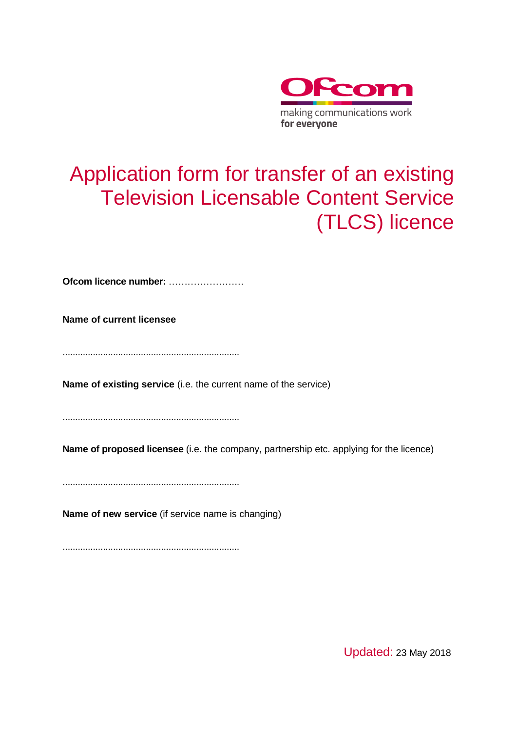Ofcom

making communications work
for everyone

# Application form for transfer of an existing Television Licensable Content Service (TLCS) licence

**Ofcom licence number:** ……………………

**Name of current licensee**

......................................................................

**Name of existing service** (i.e. the current name of the service)

......................................................................

**Name of proposed licensee** (i.e. the company, partnership etc. applying for the licence)

......................................................................

**Name of new service** (if service name is changing)

......................................................................

Updated: 23 May 2018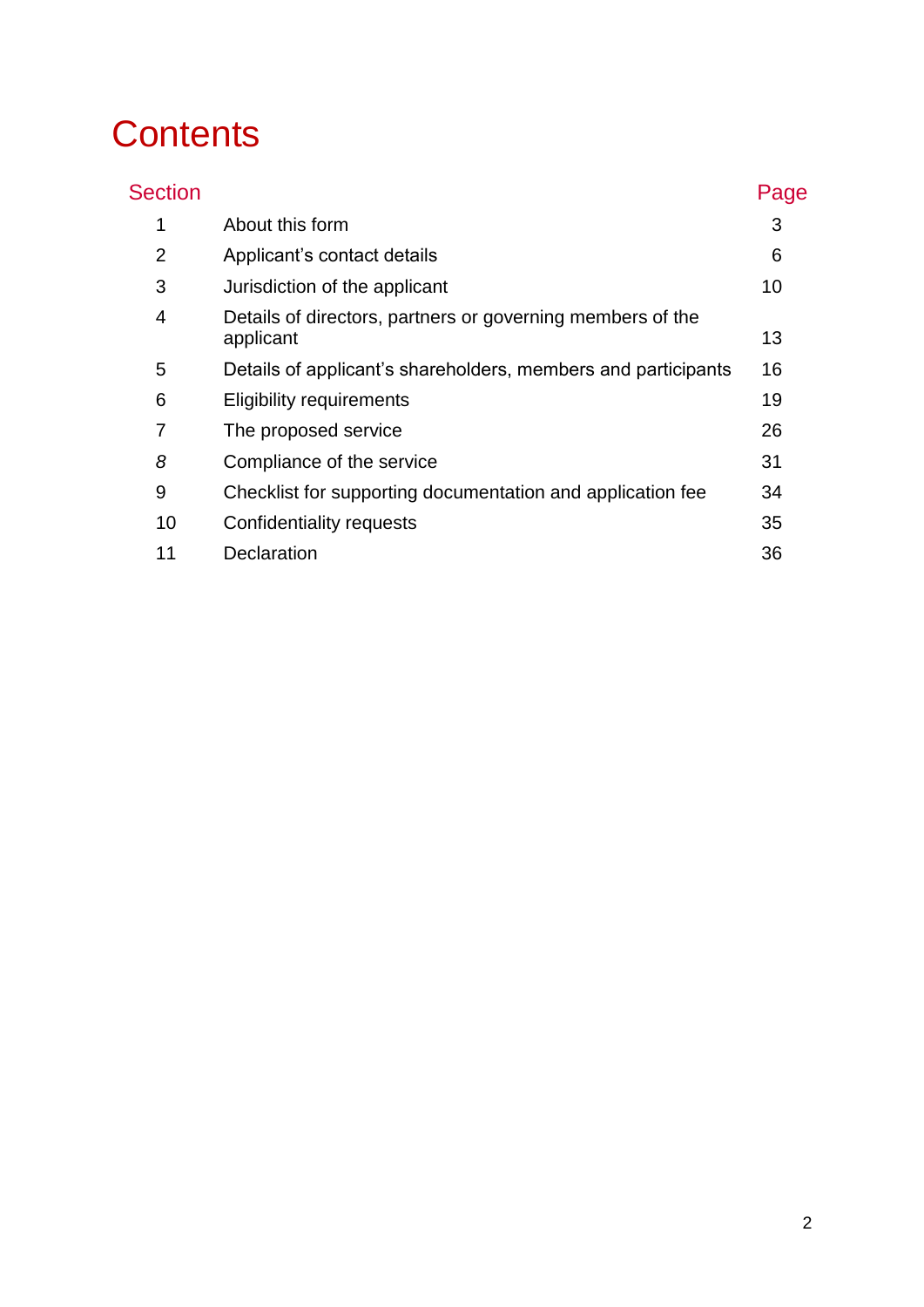# Contents

| Section | | Page |
|---|---|---|
| 1 | About this form | 3 |
| 2 | Applicant's contact details | 6 |
| 3 | Jurisdiction of the applicant | 10 |
| 4 | Details of directors, partners or governing members of the applicant | 13 |
| 5 | Details of applicant's shareholders, members and participants | 16 |
| 6 | Eligibility requirements | 19 |
| 7 | The proposed service | 26 |
| *8* | Compliance of the service | 31 |
| 9 | Checklist for supporting documentation and application fee | 34 |
| 10 | Confidentiality requests | 35 |
| 11 | Declaration | 36 |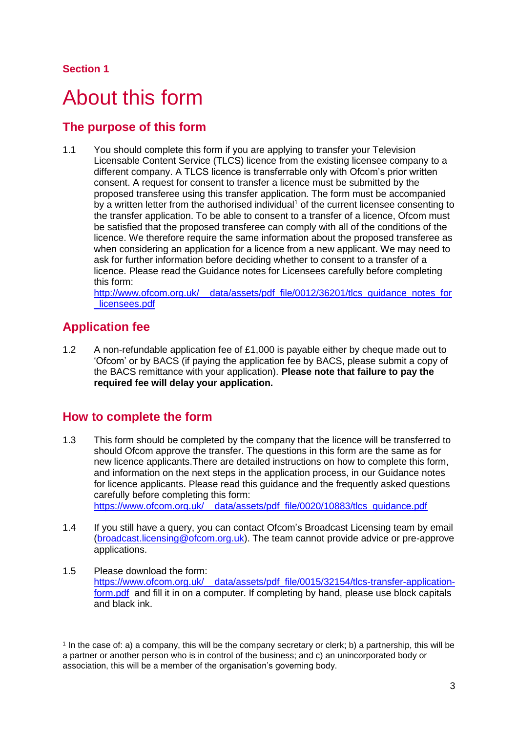**Section 1**

# About this form

## The purpose of this form

1.1 You should complete this form if you are applying to transfer your Television Licensable Content Service (TLCS) licence from the existing licensee company to a different company. A TLCS licence is transferrable only with Ofcom's prior written consent. A request for consent to transfer a licence must be submitted by the proposed transferee using this transfer application. The form must be accompanied by a written letter from the authorised individual[1] of the current licensee consenting to the transfer application. To be able to consent to a transfer of a licence, Ofcom must be satisfied that the proposed transferee can comply with all of the conditions of the licence. We therefore require the same information about the proposed transferee as when considering an application for a licence from a new applicant. We may need to ask for further information before deciding whether to consent to a transfer of a licence. Please read the Guidance notes for Licensees carefully before completing this form:
http://www.ofcom.org.uk/__data/assets/pdf_file/0012/36201/tlcs_guidance_notes_for_licensees.pdf

## Application fee

1.2 A non-refundable application fee of £1,000 is payable either by cheque made out to 'Ofcom' or by BACS (if paying the application fee by BACS, please submit a copy of the BACS remittance with your application). **Please note that failure to pay the required fee will delay your application.**

## How to complete the form

1.3 This form should be completed by the company that the licence will be transferred to should Ofcom approve the transfer. The questions in this form are the same as for new licence applicants.There are detailed instructions on how to complete this form, and information on the next steps in the application process, in our Guidance notes for licence applicants. Please read this guidance and the frequently asked questions carefully before completing this form:
https://www.ofcom.org.uk/__data/assets/pdf_file/0020/10883/tlcs_guidance.pdf

1.4 If you still have a query, you can contact Ofcom's Broadcast Licensing team by email (broadcast.licensing@ofcom.org.uk). The team cannot provide advice or pre-approve applications.

1.5 Please download the form:
https://www.ofcom.org.uk/__data/assets/pdf_file/0015/32154/tlcs-transfer-application-form.pdf and fill it in on a computer. If completing by hand, please use block capitals and black ink.

---

[1] In the case of: a) a company, this will be the company secretary or clerk; b) a partnership, this will be a partner or another person who is in control of the business; and c) an unincorporated body or association, this will be a member of the organisation's governing body.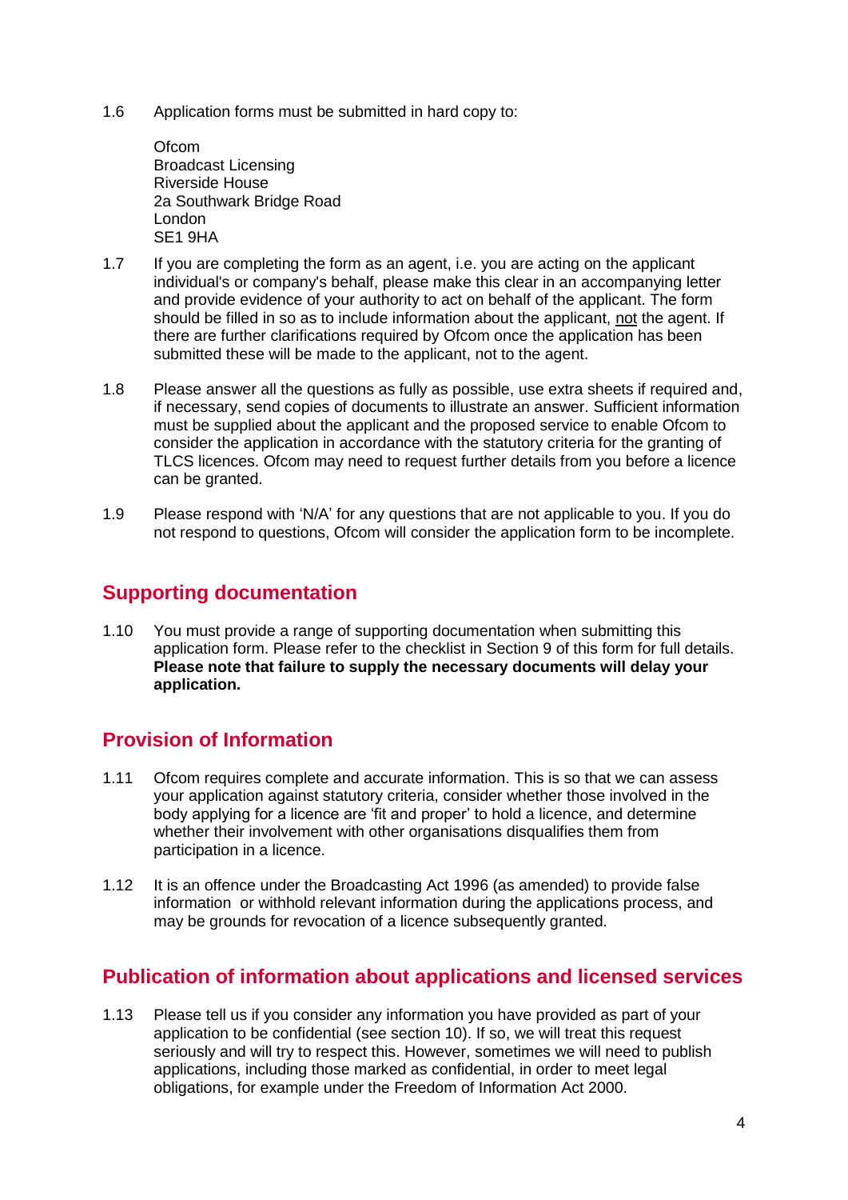1.6 Application forms must be submitted in hard copy to:

Ofcom
Broadcast Licensing
Riverside House
2a Southwark Bridge Road
London
SE1 9HA

1.7 If you are completing the form as an agent, i.e. you are acting on the applicant individual's or company's behalf, please make this clear in an accompanying letter and provide evidence of your authority to act on behalf of the applicant. The form should be filled in so as to include information about the applicant, not the agent. If there are further clarifications required by Ofcom once the application has been submitted these will be made to the applicant, not to the agent.

1.8 Please answer all the questions as fully as possible, use extra sheets if required and, if necessary, send copies of documents to illustrate an answer. Sufficient information must be supplied about the applicant and the proposed service to enable Ofcom to consider the application in accordance with the statutory criteria for the granting of TLCS licences. Ofcom may need to request further details from you before a licence can be granted.

1.9 Please respond with 'N/A' for any questions that are not applicable to you. If you do not respond to questions, Ofcom will consider the application form to be incomplete.

## Supporting documentation

1.10 You must provide a range of supporting documentation when submitting this application form. Please refer to the checklist in Section 9 of this form for full details. **Please note that failure to supply the necessary documents will delay your application.**

## Provision of Information

1.11 Ofcom requires complete and accurate information. This is so that we can assess your application against statutory criteria, consider whether those involved in the body applying for a licence are 'fit and proper' to hold a licence, and determine whether their involvement with other organisations disqualifies them from participation in a licence.

1.12 It is an offence under the Broadcasting Act 1996 (as amended) to provide false information or withhold relevant information during the applications process, and may be grounds for revocation of a licence subsequently granted.

## Publication of information about applications and licensed services

1.13 Please tell us if you consider any information you have provided as part of your application to be confidential (see section 10). If so, we will treat this request seriously and will try to respect this. However, sometimes we will need to publish applications, including those marked as confidential, in order to meet legal obligations, for example under the Freedom of Information Act 2000.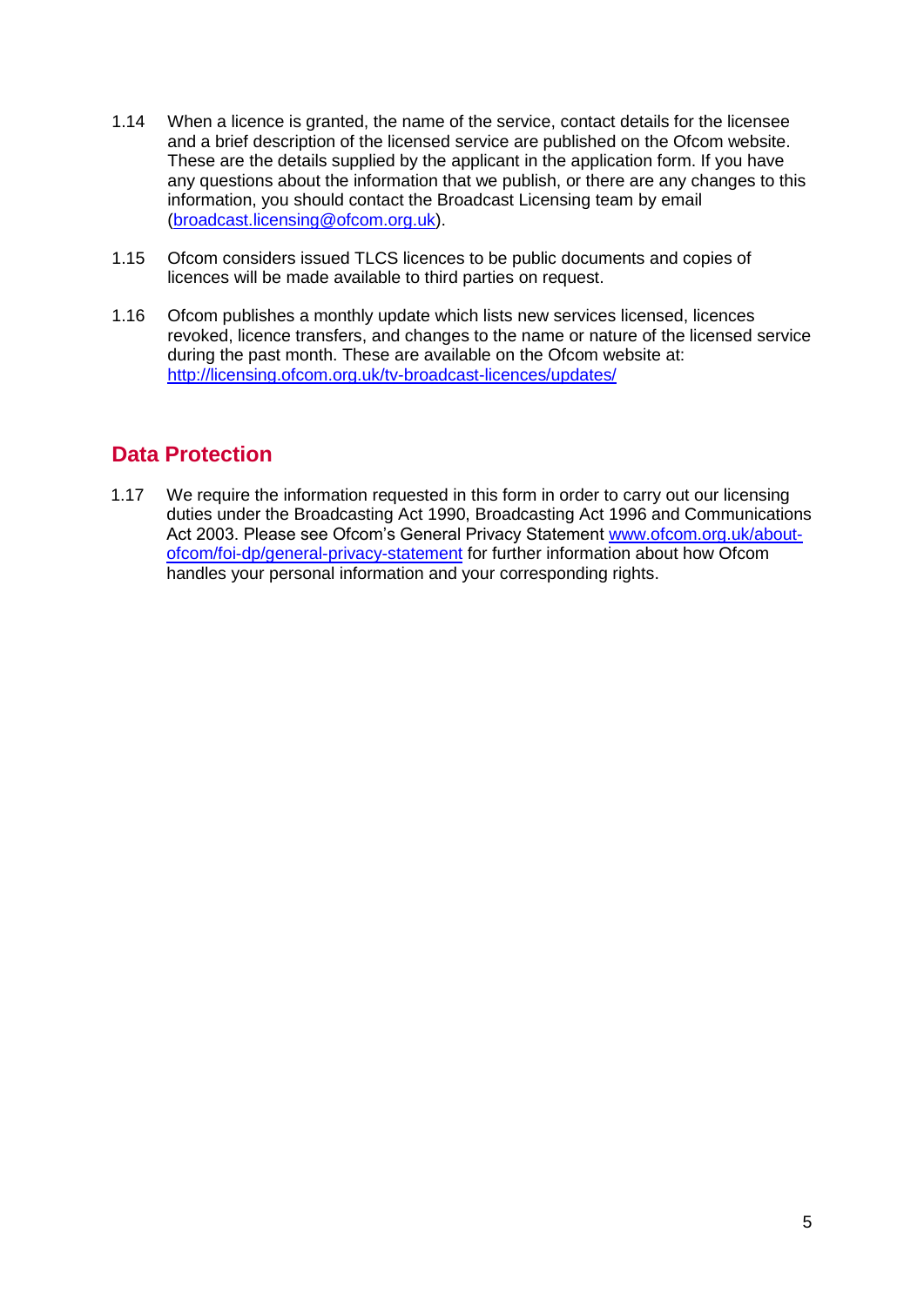1.14 When a licence is granted, the name of the service, contact details for the licensee and a brief description of the licensed service are published on the Ofcom website. These are the details supplied by the applicant in the application form. If you have any questions about the information that we publish, or there are any changes to this information, you should contact the Broadcast Licensing team by email (broadcast.licensing@ofcom.org.uk).

1.15 Ofcom considers issued TLCS licences to be public documents and copies of licences will be made available to third parties on request.

1.16 Ofcom publishes a monthly update which lists new services licensed, licences revoked, licence transfers, and changes to the name or nature of the licensed service during the past month. These are available on the Ofcom website at: http://licensing.ofcom.org.uk/tv-broadcast-licences/updates/

## Data Protection

1.17 We require the information requested in this form in order to carry out our licensing duties under the Broadcasting Act 1990, Broadcasting Act 1996 and Communications Act 2003. Please see Ofcom's General Privacy Statement www.ofcom.org.uk/about-ofcom/foi-dp/general-privacy-statement for further information about how Ofcom handles your personal information and your corresponding rights.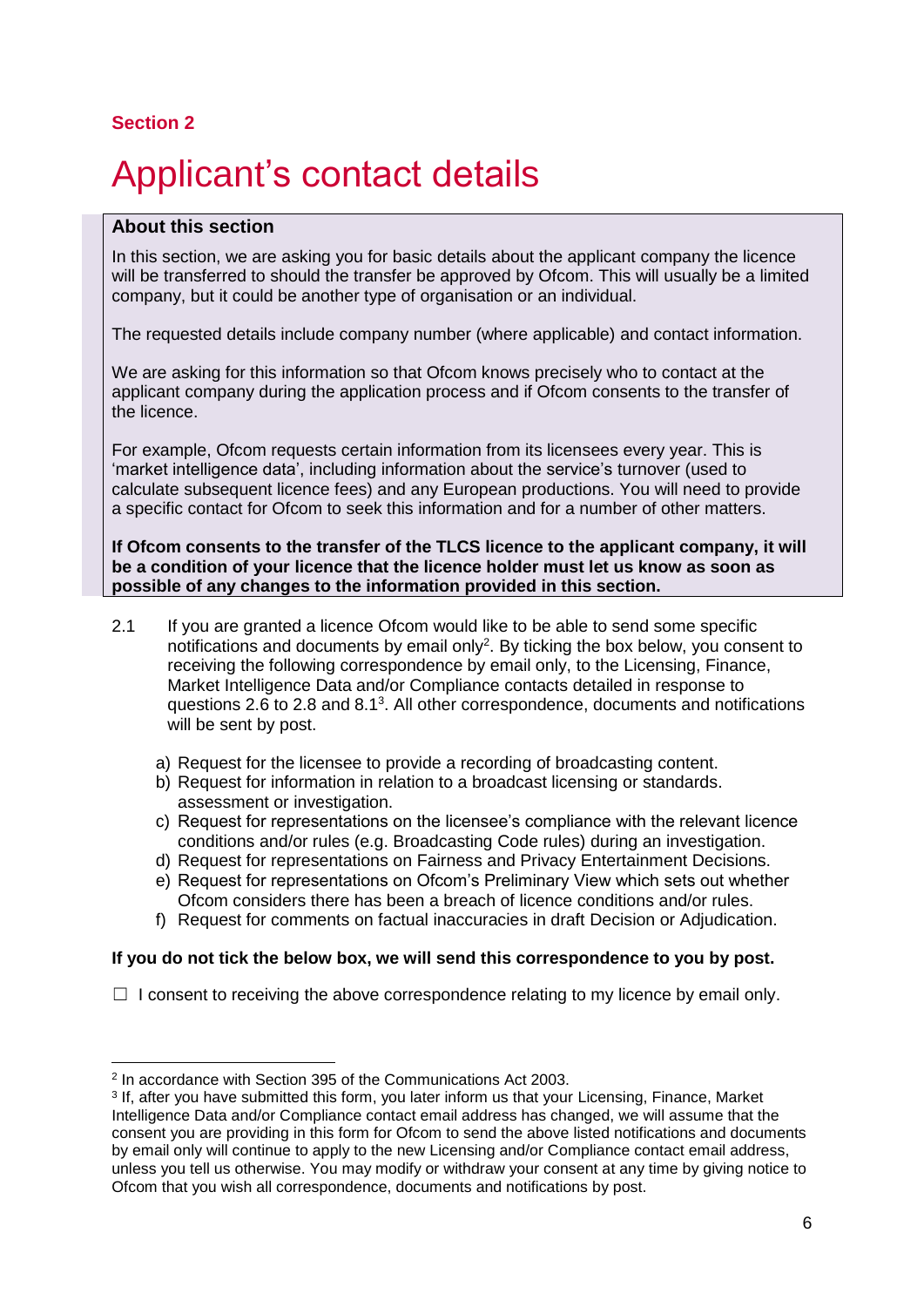**Section 2**

# Applicant's contact details

> **About this section**
>
> In this section, we are asking you for basic details about the applicant company the licence will be transferred to should the transfer be approved by Ofcom. This will usually be a limited company, but it could be another type of organisation or an individual.
>
> The requested details include company number (where applicable) and contact information.
>
> We are asking for this information so that Ofcom knows precisely who to contact at the applicant company during the application process and if Ofcom consents to the transfer of the licence.
>
> For example, Ofcom requests certain information from its licensees every year. This is 'market intelligence data', including information about the service's turnover (used to calculate subsequent licence fees) and any European productions. You will need to provide a specific contact for Ofcom to seek this information and for a number of other matters.
>
> **If Ofcom consents to the transfer of the TLCS licence to the applicant company, it will be a condition of your licence that the licence holder must let us know as soon as possible of any changes to the information provided in this section.**

2.1 If you are granted a licence Ofcom would like to be able to send some specific notifications and documents by email only[2]. By ticking the box below, you consent to receiving the following correspondence by email only, to the Licensing, Finance, Market Intelligence Data and/or Compliance contacts detailed in response to questions 2.6 to 2.8 and 8.1[3]. All other correspondence, documents and notifications will be sent by post.

a) Request for the licensee to provide a recording of broadcasting content.
b) Request for information in relation to a broadcast licensing or standards. assessment or investigation.
c) Request for representations on the licensee's compliance with the relevant licence conditions and/or rules (e.g. Broadcasting Code rules) during an investigation.
d) Request for representations on Fairness and Privacy Entertainment Decisions.
e) Request for representations on Ofcom's Preliminary View which sets out whether Ofcom considers there has been a breach of licence conditions and/or rules.
f) Request for comments on factual inaccuracies in draft Decision or Adjudication.

**If you do not tick the below box, we will send this correspondence to you by post.**

☐ I consent to receiving the above correspondence relating to my licence by email only.

---

[2] In accordance with Section 395 of the Communications Act 2003.

[3] If, after you have submitted this form, you later inform us that your Licensing, Finance, Market Intelligence Data and/or Compliance contact email address has changed, we will assume that the consent you are providing in this form for Ofcom to send the above listed notifications and documents by email only will continue to apply to the new Licensing and/or Compliance contact email address, unless you tell us otherwise. You may modify or withdraw your consent at any time by giving notice to Ofcom that you wish all correspondence, documents and notifications by post.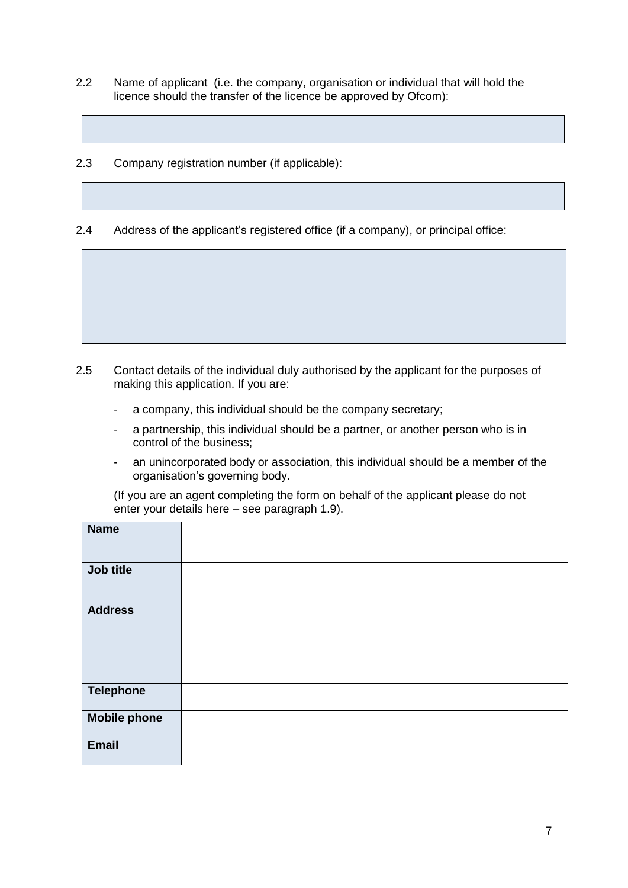2.2 Name of applicant (i.e. the company, organisation or individual that will hold the licence should the transfer of the licence be approved by Ofcom):

|  |
|---|
|  |

2.3 Company registration number (if applicable):

|  |
|---|
|  |

2.4 Address of the applicant's registered office (if a company), or principal office:

|  |
|---|
|  |

2.5 Contact details of the individual duly authorised by the applicant for the purposes of making this application. If you are:

- a company, this individual should be the company secretary;
- a partnership, this individual should be a partner, or another person who is in control of the business;
- an unincorporated body or association, this individual should be a member of the organisation's governing body.

(If you are an agent completing the form on behalf of the applicant please do not enter your details here – see paragraph 1.9).

| | |
|---|---|
| **Name** | |
| **Job title** | |
| **Address** | |
| **Telephone** | |
| **Mobile phone** | |
| **Email** | |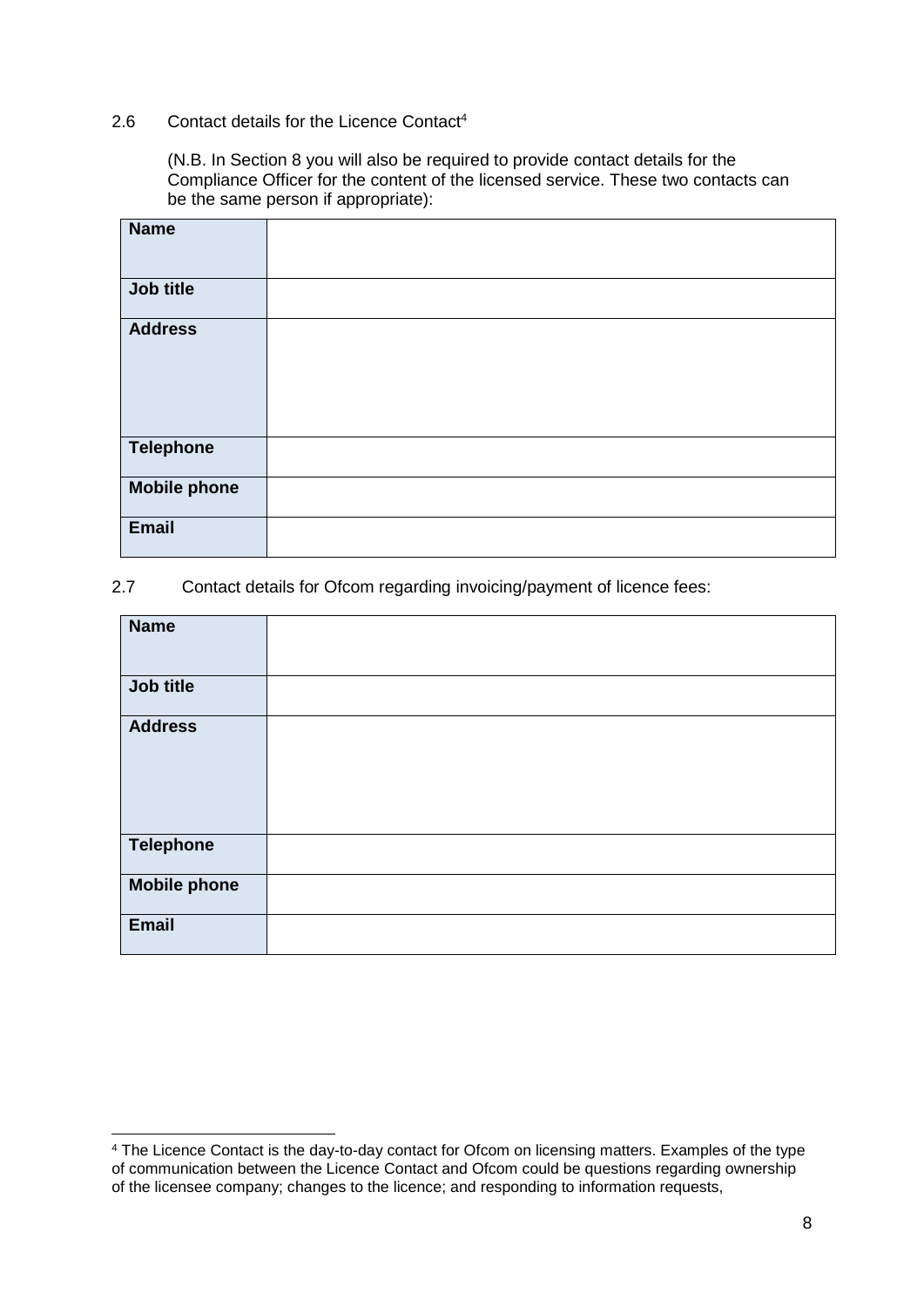2.6 Contact details for the Licence Contact[4]

(N.B. In Section 8 you will also be required to provide contact details for the Compliance Officer for the content of the licensed service. These two contacts can be the same person if appropriate):

| **Name** | |
|---|---|
| **Job title** | |
| **Address** | |
| **Telephone** | |
| **Mobile phone** | |
| **Email** | |

2.7 Contact details for Ofcom regarding invoicing/payment of licence fees:

| **Name** | |
|---|---|
| **Job title** | |
| **Address** | |
| **Telephone** | |
| **Mobile phone** | |
| **Email** | |

[4] The Licence Contact is the day-to-day contact for Ofcom on licensing matters. Examples of the type of communication between the Licence Contact and Ofcom could be questions regarding ownership of the licensee company; changes to the licence; and responding to information requests,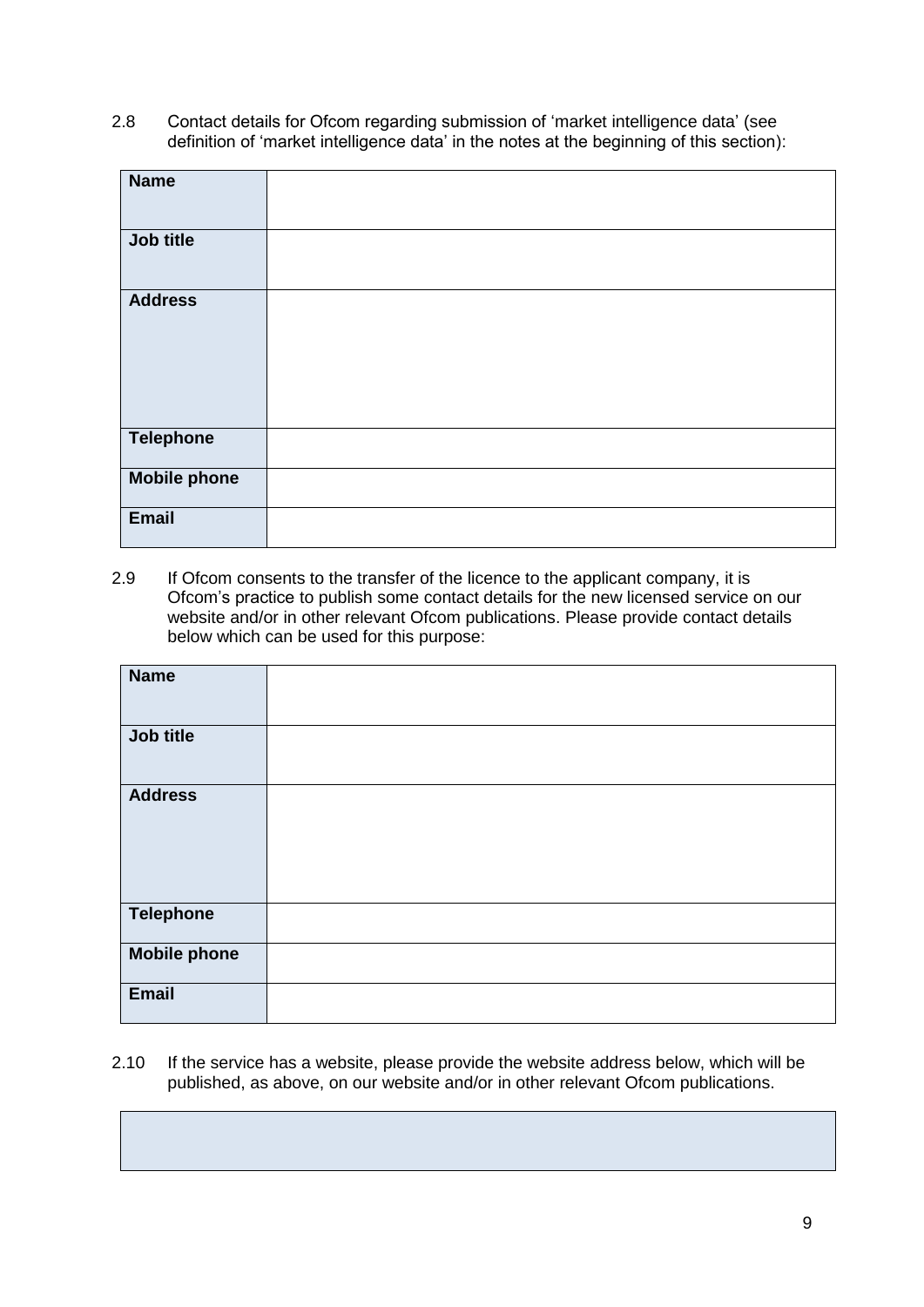2.8 Contact details for Ofcom regarding submission of 'market intelligence data' (see definition of 'market intelligence data' in the notes at the beginning of this section):

| | |
|---|---|
| **Name** | |
| **Job title** | |
| **Address** | |
| **Telephone** | |
| **Mobile phone** | |
| **Email** | |

2.9 If Ofcom consents to the transfer of the licence to the applicant company, it is Ofcom's practice to publish some contact details for the new licensed service on our website and/or in other relevant Ofcom publications. Please provide contact details below which can be used for this purpose:

| | |
|---|---|
| **Name** | |
| **Job title** | |
| **Address** | |
| **Telephone** | |
| **Mobile phone** | |
| **Email** | |

2.10 If the service has a website, please provide the website address below, which will be published, as above, on our website and/or in other relevant Ofcom publications.

| |
|---|
| |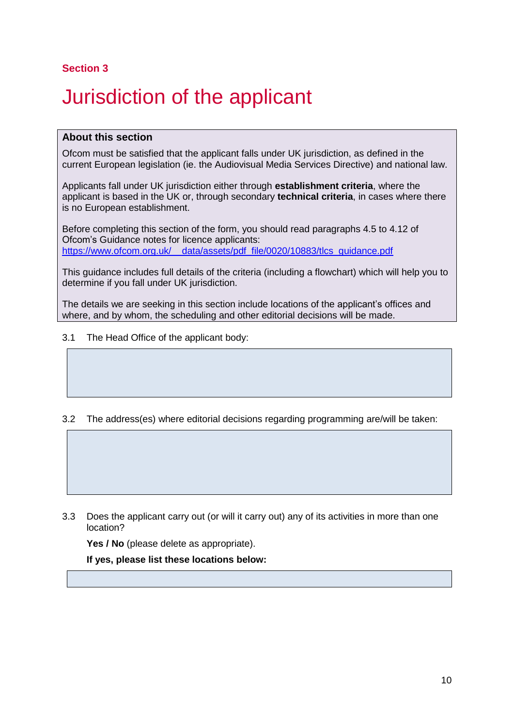**Section 3**

# Jurisdiction of the applicant

**About this section**

Ofcom must be satisfied that the applicant falls under UK jurisdiction, as defined in the current European legislation (ie. the Audiovisual Media Services Directive) and national law.

Applicants fall under UK jurisdiction either through **establishment criteria**, where the applicant is based in the UK or, through secondary **technical criteria**, in cases where there is no European establishment.

Before completing this section of the form, you should read paragraphs 4.5 to 4.12 of Ofcom's Guidance notes for licence applicants: https://www.ofcom.org.uk/__data/assets/pdf_file/0020/10883/tlcs_guidance.pdf

This guidance includes full details of the criteria (including a flowchart) which will help you to determine if you fall under UK jurisdiction.

The details we are seeking in this section include locations of the applicant's offices and where, and by whom, the scheduling and other editorial decisions will be made.

3.1 The Head Office of the applicant body:

3.2 The address(es) where editorial decisions regarding programming are/will be taken:

3.3 Does the applicant carry out (or will it carry out) any of its activities in more than one location?

**Yes / No** (please delete as appropriate).

**If yes, please list these locations below:**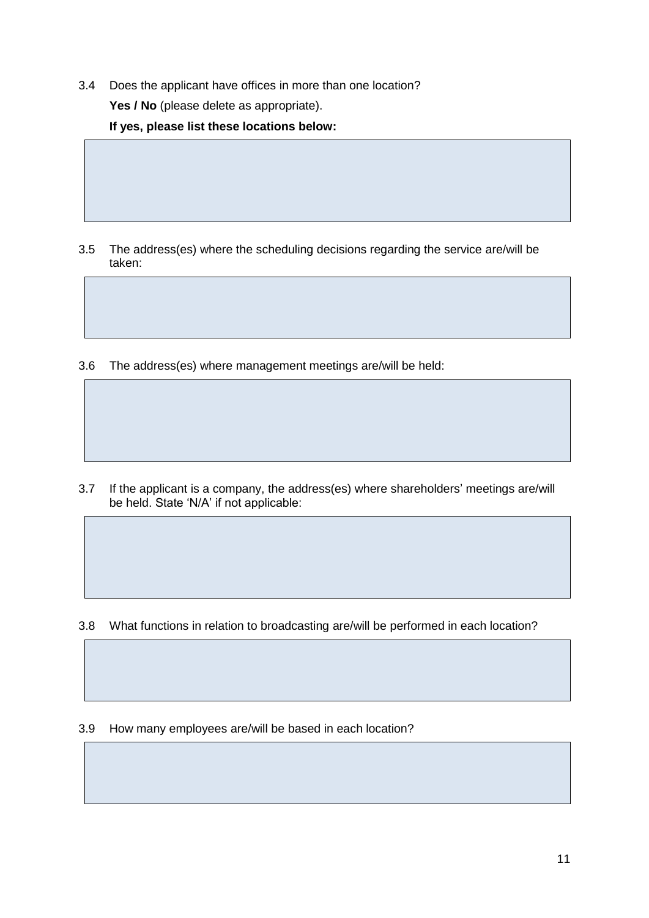3.4 Does the applicant have offices in more than one location?

**Yes / No** (please delete as appropriate).

**If yes, please list these locations below:**

3.5 The address(es) where the scheduling decisions regarding the service are/will be taken:

3.6 The address(es) where management meetings are/will be held:

3.7 If the applicant is a company, the address(es) where shareholders' meetings are/will be held. State 'N/A' if not applicable:

3.8 What functions in relation to broadcasting are/will be performed in each location?

3.9 How many employees are/will be based in each location?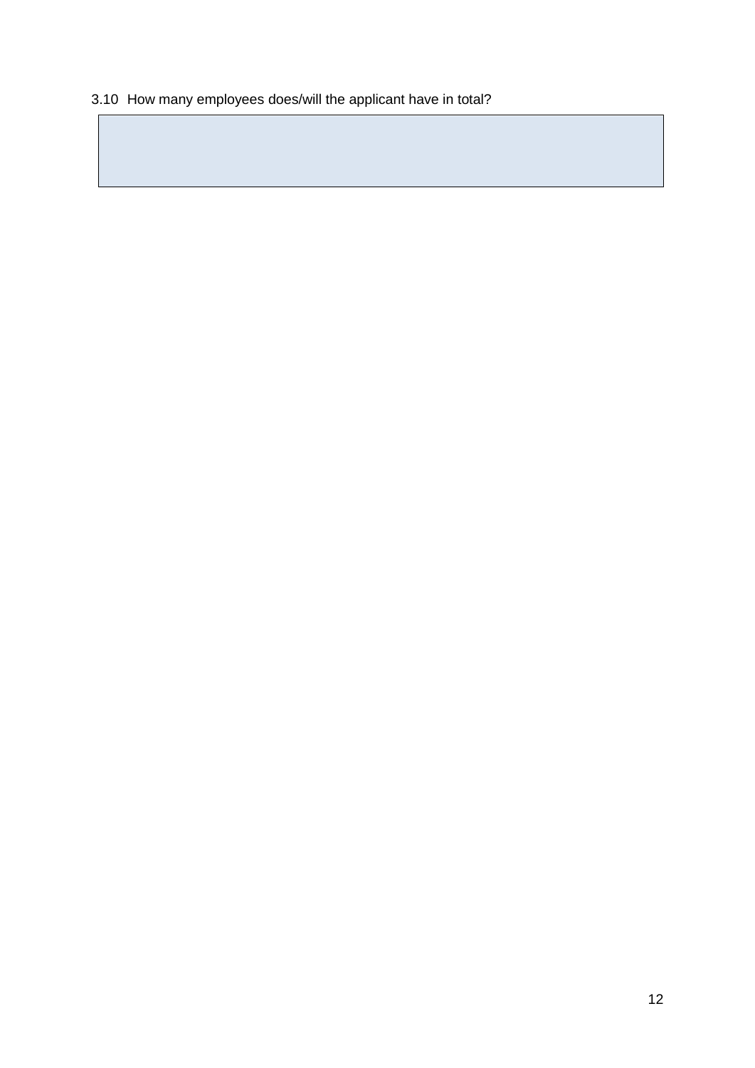3.10 How many employees does/will the applicant have in total?

| |
|---|
| |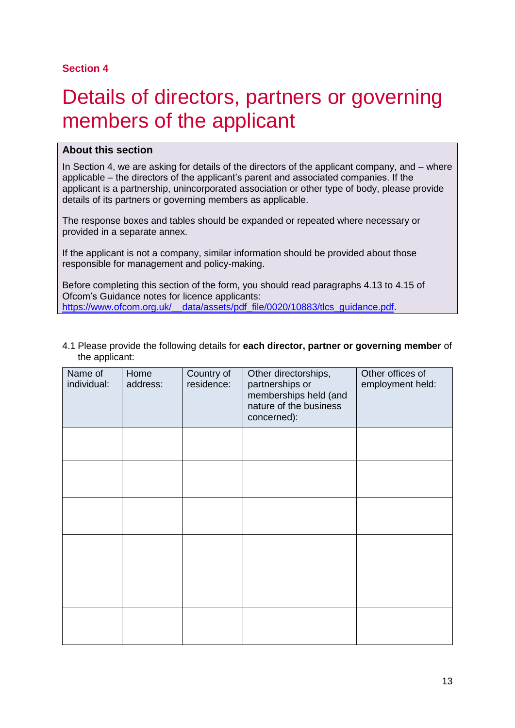**Section 4**

# Details of directors, partners or governing members of the applicant

**About this section**

In Section 4, we are asking for details of the directors of the applicant company, and – where applicable – the directors of the applicant's parent and associated companies. If the applicant is a partnership, unincorporated association or other type of body, please provide details of its partners or governing members as applicable.

The response boxes and tables should be expanded or repeated where necessary or provided in a separate annex.

If the applicant is not a company, similar information should be provided about those responsible for management and policy-making.

Before completing this section of the form, you should read paragraphs 4.13 to 4.15 of Ofcom's Guidance notes for licence applicants:
[https://www.ofcom.org.uk/__data/assets/pdf_file/0020/10883/tlcs_guidance.pdf](https://www.ofcom.org.uk/__data/assets/pdf_file/0020/10883/tlcs_guidance.pdf).

4.1 Please provide the following details for **each director, partner or governing member** of the applicant:

| Name of individual: | Home address: | Country of residence: | Other directorships, partnerships or memberships held (and nature of the business concerned): | Other offices of employment held: |
|---|---|---|---|---|
| | | | | |
| | | | | |
| | | | | |
| | | | | |
| | | | | |
| | | | | |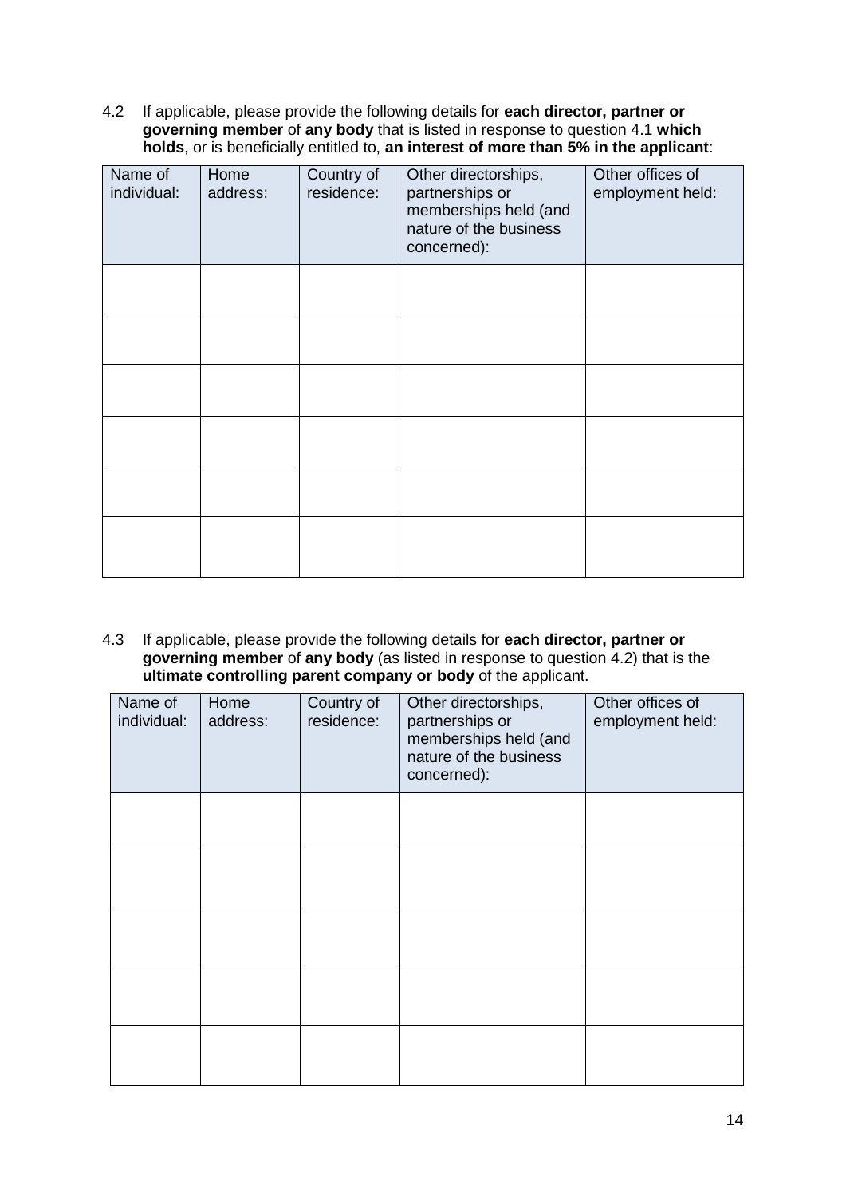4.2 If applicable, please provide the following details for **each director, partner or governing member** of **any body** that is listed in response to question 4.1 **which holds**, or is beneficially entitled to, **an interest of more than 5% in the applicant**:

| Name of individual: | Home address: | Country of residence: | Other directorships, partnerships or memberships held (and nature of the business concerned): | Other offices of employment held: |
| --- | --- | --- | --- | --- |
| | | | | |
| | | | | |
| | | | | |
| | | | | |
| | | | | |
| | | | | |

4.3 If applicable, please provide the following details for **each director, partner or governing member** of **any body** (as listed in response to question 4.2) that is the **ultimate controlling parent company or body** of the applicant.

| Name of individual: | Home address: | Country of residence: | Other directorships, partnerships or memberships held (and nature of the business concerned): | Other offices of employment held: |
| --- | --- | --- | --- | --- |
| | | | | |
| | | | | |
| | | | | |
| | | | | |
| | | | | |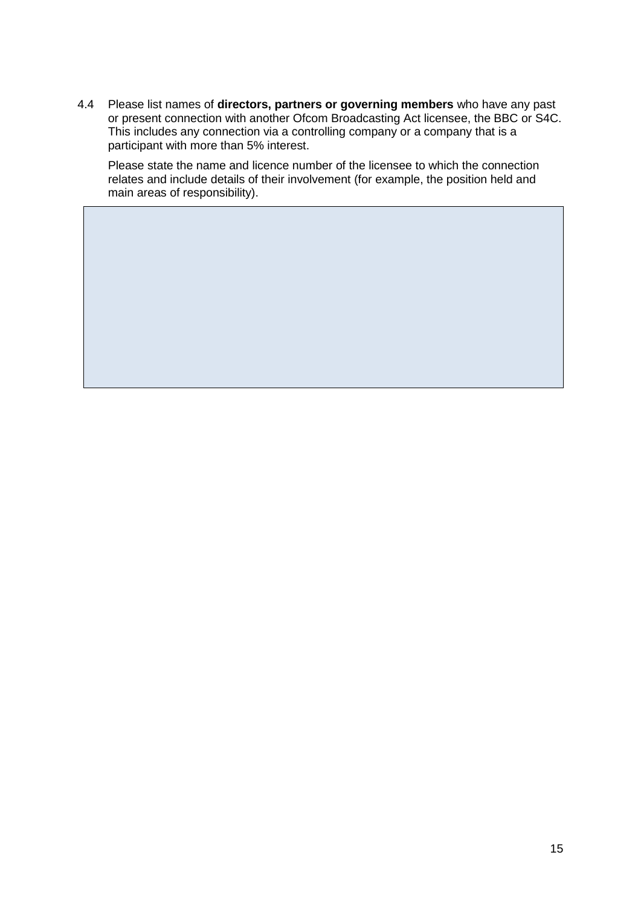4.4 Please list names of **directors, partners or governing members** who have any past or present connection with another Ofcom Broadcasting Act licensee, the BBC or S4C. This includes any connection via a controlling company or a company that is a participant with more than 5% interest.

Please state the name and licence number of the licensee to which the connection relates and include details of their involvement (for example, the position held and main areas of responsibility).

| |
|---|
| |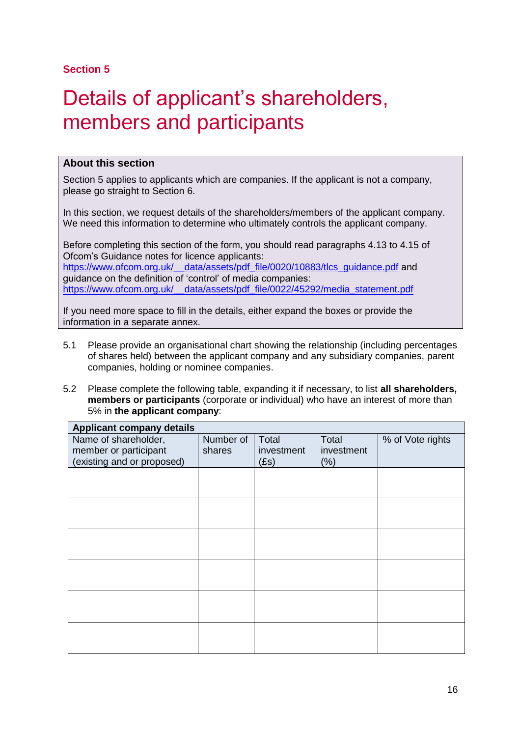**Section 5**

# Details of applicant's shareholders, members and participants

**About this section**

Section 5 applies to applicants which are companies. If the applicant is not a company, please go straight to Section 6.

In this section, we request details of the shareholders/members of the applicant company. We need this information to determine who ultimately controls the applicant company.

Before completing this section of the form, you should read paragraphs 4.13 to 4.15 of Ofcom's Guidance notes for licence applicants: https://www.ofcom.org.uk/__data/assets/pdf_file/0020/10883/tlcs_guidance.pdf and guidance on the definition of 'control' of media companies: https://www.ofcom.org.uk/__data/assets/pdf_file/0022/45292/media_statement.pdf

If you need more space to fill in the details, either expand the boxes or provide the information in a separate annex.

5.1 Please provide an organisational chart showing the relationship (including percentages of shares held) between the applicant company and any subsidiary companies, parent companies, holding or nominee companies.

5.2 Please complete the following table, expanding it if necessary, to list **all shareholders, members or participants** (corporate or individual) who have an interest of more than 5% in **the applicant company**:

| **Applicant company details** | | | | |
|---|---|---|---|---|
| Name of shareholder, member or participant (existing and or proposed) | Number of shares | Total investment (£s) | Total investment (%) | % of Vote rights |
| | | | | |
| | | | | |
| | | | | |
| | | | | |
| | | | | |
| | | | | |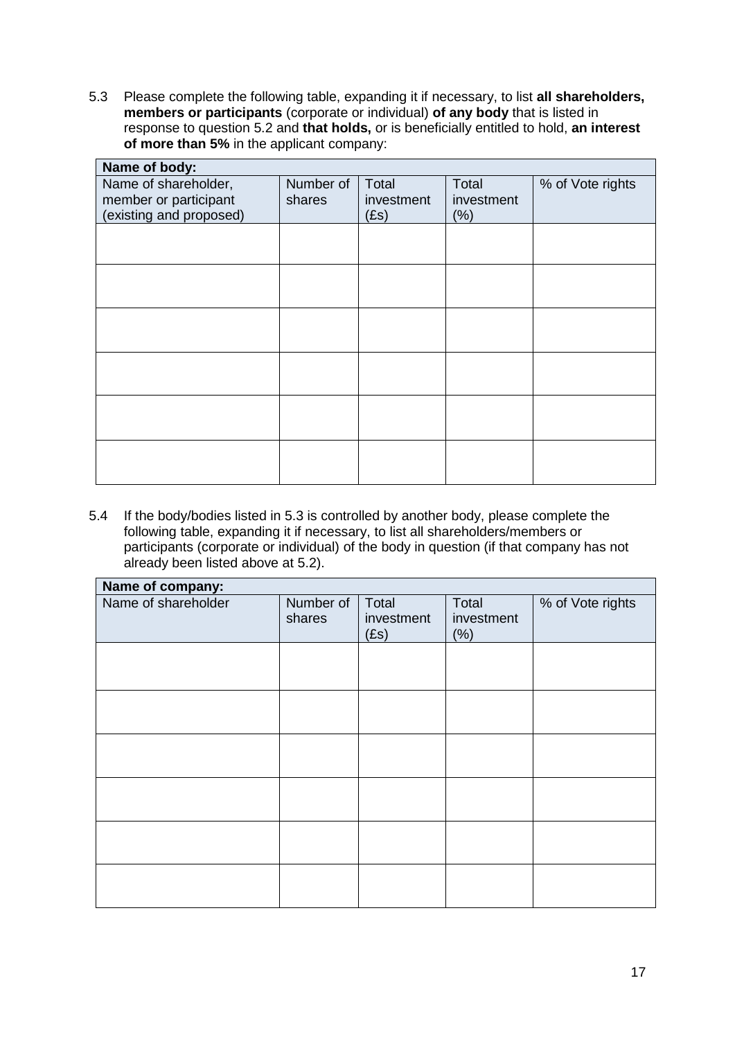5.3 Please complete the following table, expanding it if necessary, to list **all shareholders, members or participants** (corporate or individual) **of any body** that is listed in response to question 5.2 and **that holds,** or is beneficially entitled to hold, **an interest of more than 5%** in the applicant company:

| **Name of body:** | | | | |
|---|---|---|---|---|
| Name of shareholder, member or participant (existing and proposed) | Number of shares | Total investment (£s) | Total investment (%) | % of Vote rights |
| | | | | |
| | | | | |
| | | | | |
| | | | | |
| | | | | |
| | | | | |

5.4 If the body/bodies listed in 5.3 is controlled by another body, please complete the following table, expanding it if necessary, to list all shareholders/members or participants (corporate or individual) of the body in question (if that company has not already been listed above at 5.2).

| **Name of company:** | | | | |
|---|---|---|---|---|
| Name of shareholder | Number of shares | Total investment (£s) | Total investment (%) | % of Vote rights |
| | | | | |
| | | | | |
| | | | | |
| | | | | |
| | | | | |
| | | | | |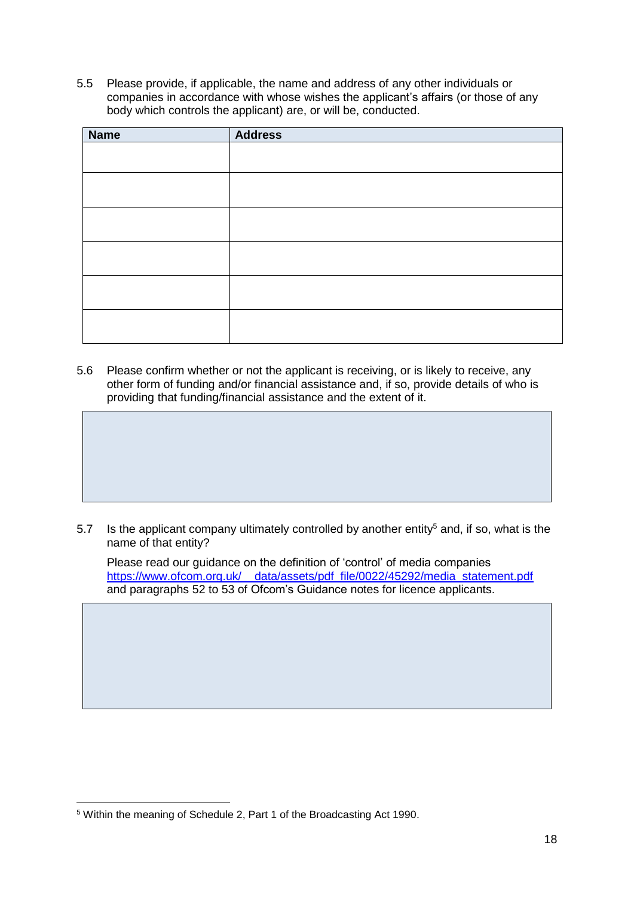5.5 Please provide, if applicable, the name and address of any other individuals or companies in accordance with whose wishes the applicant's affairs (or those of any body which controls the applicant) are, or will be, conducted.

| Name | Address |
|---|---|
| | |
| | |
| | |
| | |
| | |
| | |

5.6 Please confirm whether or not the applicant is receiving, or is likely to receive, any other form of funding and/or financial assistance and, if so, provide details of who is providing that funding/financial assistance and the extent of it.

5.7 Is the applicant company ultimately controlled by another entity[5] and, if so, what is the name of that entity?

Please read our guidance on the definition of 'control' of media companies https://www.ofcom.org.uk/__data/assets/pdf_file/0022/45292/media_statement.pdf and paragraphs 52 to 53 of Ofcom's Guidance notes for licence applicants.

[5] Within the meaning of Schedule 2, Part 1 of the Broadcasting Act 1990.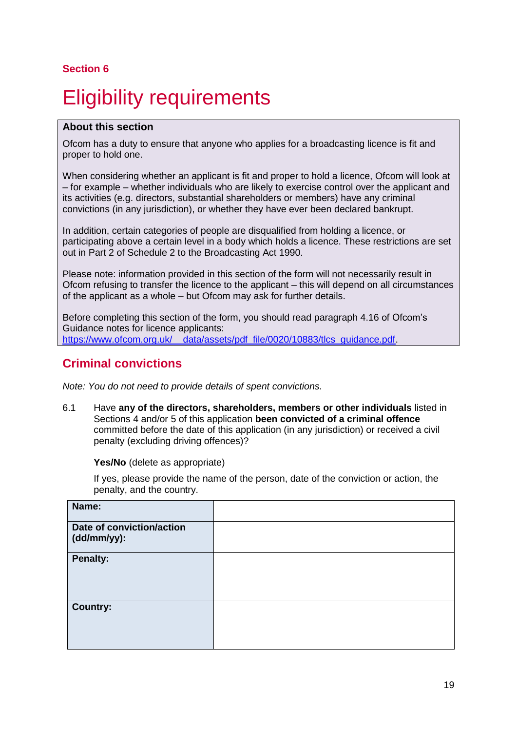**Section 6**

# Eligibility requirements

**About this section**

Ofcom has a duty to ensure that anyone who applies for a broadcasting licence is fit and proper to hold one.

When considering whether an applicant is fit and proper to hold a licence, Ofcom will look at – for example – whether individuals who are likely to exercise control over the applicant and its activities (e.g. directors, substantial shareholders or members) have any criminal convictions (in any jurisdiction), or whether they have ever been declared bankrupt.

In addition, certain categories of people are disqualified from holding a licence, or participating above a certain level in a body which holds a licence. These restrictions are set out in Part 2 of Schedule 2 to the Broadcasting Act 1990.

Please note: information provided in this section of the form will not necessarily result in Ofcom refusing to transfer the licence to the applicant – this will depend on all circumstances of the applicant as a whole – but Ofcom may ask for further details.

Before completing this section of the form, you should read paragraph 4.16 of Ofcom's Guidance notes for licence applicants: https://www.ofcom.org.uk/__data/assets/pdf_file/0020/10883/tlcs_guidance.pdf.

## Criminal convictions

*Note: You do not need to provide details of spent convictions.*

6.1 Have **any of the directors, shareholders, members or other individuals** listed in Sections 4 and/or 5 of this application **been convicted of a criminal offence** committed before the date of this application (in any jurisdiction) or received a civil penalty (excluding driving offences)?

**Yes/No** (delete as appropriate)

If yes, please provide the name of the person, date of the conviction or action, the penalty, and the country.

| **Name:** | |
|---|---|
| **Date of conviction/action (dd/mm/yy):** | |
| **Penalty:** | |
| **Country:** | |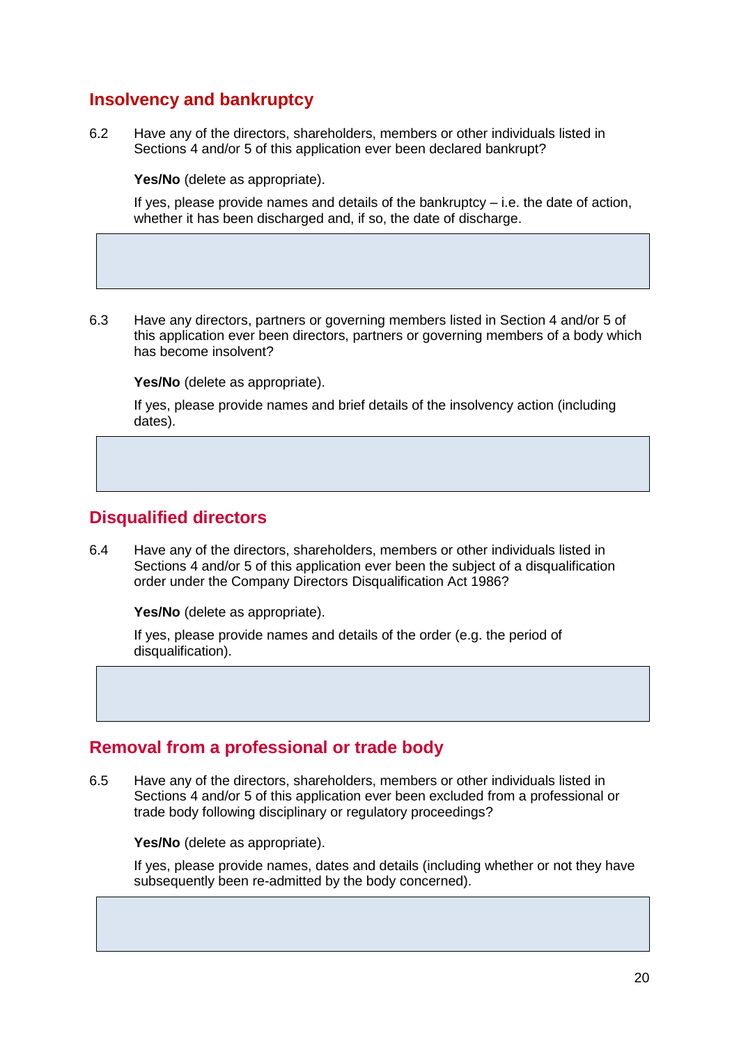## Insolvency and bankruptcy

6.2 Have any of the directors, shareholders, members or other individuals listed in Sections 4 and/or 5 of this application ever been declared bankrupt?

**Yes/No** (delete as appropriate).

If yes, please provide names and details of the bankruptcy – i.e. the date of action, whether it has been discharged and, if so, the date of discharge.

6.3 Have any directors, partners or governing members listed in Section 4 and/or 5 of this application ever been directors, partners or governing members of a body which has become insolvent?

**Yes/No** (delete as appropriate).

If yes, please provide names and brief details of the insolvency action (including dates).

## Disqualified directors

6.4 Have any of the directors, shareholders, members or other individuals listed in Sections 4 and/or 5 of this application ever been the subject of a disqualification order under the Company Directors Disqualification Act 1986?

**Yes/No** (delete as appropriate).

If yes, please provide names and details of the order (e.g. the period of disqualification).

## Removal from a professional or trade body

6.5 Have any of the directors, shareholders, members or other individuals listed in Sections 4 and/or 5 of this application ever been excluded from a professional or trade body following disciplinary or regulatory proceedings?

**Yes/No** (delete as appropriate).

If yes, please provide names, dates and details (including whether or not they have subsequently been re-admitted by the body concerned).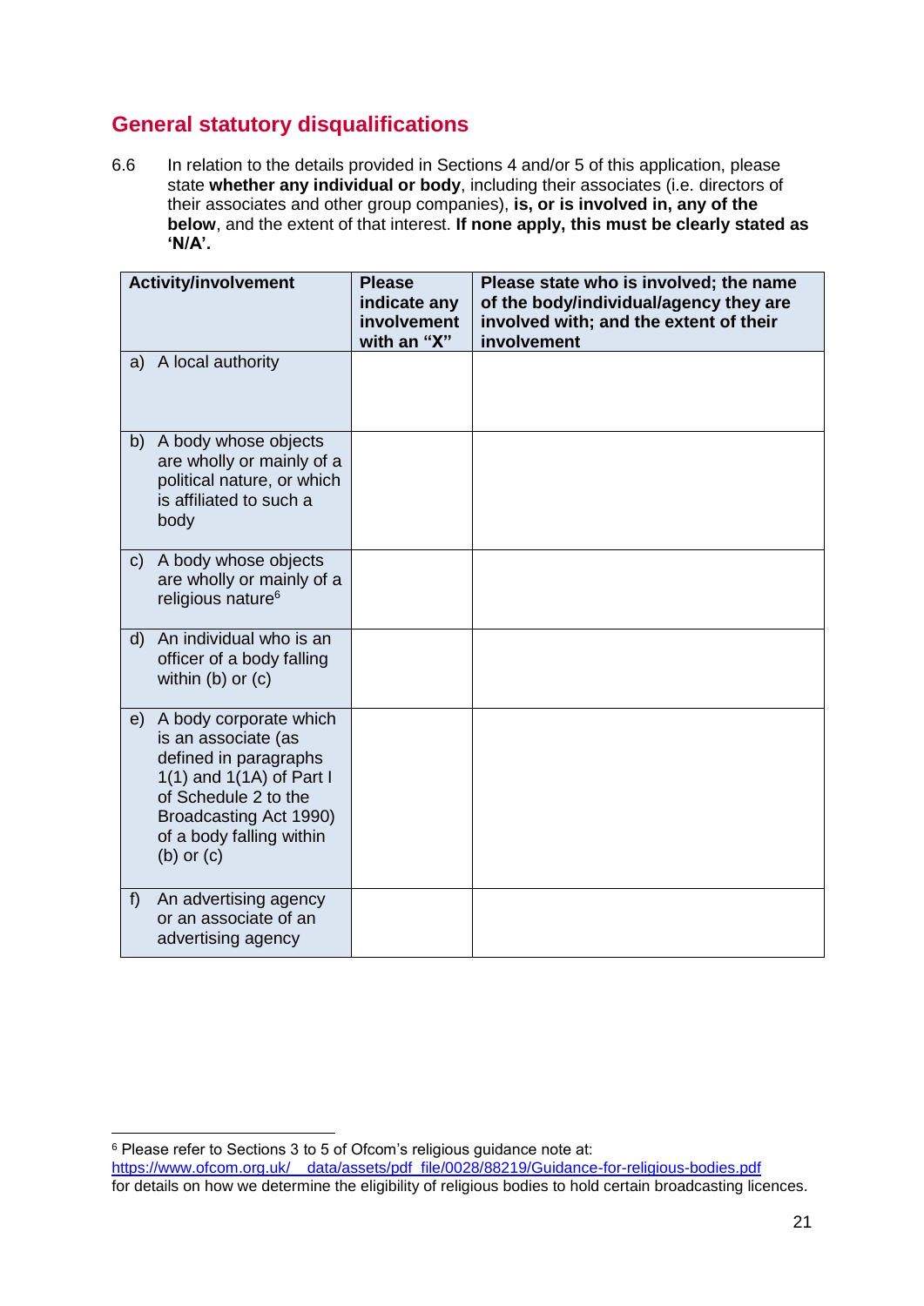## General statutory disqualifications

6.6 In relation to the details provided in Sections 4 and/or 5 of this application, please state **whether any individual or body**, including their associates (i.e. directors of their associates and other group companies), **is, or is involved in, any of the below**, and the extent of that interest. **If none apply, this must be clearly stated as 'N/A'.**

| Activity/involvement | Please indicate any involvement with an "X" | Please state who is involved; the name of the body/individual/agency they are involved with; and the extent of their involvement |
|---|---|---|
| a) A local authority | | |
| b) A body whose objects are wholly or mainly of a political nature, or which is affiliated to such a body | | |
| c) A body whose objects are wholly or mainly of a religious nature[6] | | |
| d) An individual who is an officer of a body falling within (b) or (c) | | |
| e) A body corporate which is an associate (as defined in paragraphs 1(1) and 1(1A) of Part I of Schedule 2 to the Broadcasting Act 1990) of a body falling within (b) or (c) | | |
| f) An advertising agency or an associate of an advertising agency | | |

[6] Please refer to Sections 3 to 5 of Ofcom's religious guidance note at: https://www.ofcom.org.uk/__data/assets/pdf_file/0028/88219/Guidance-for-religious-bodies.pdf for details on how we determine the eligibility of religious bodies to hold certain broadcasting licences.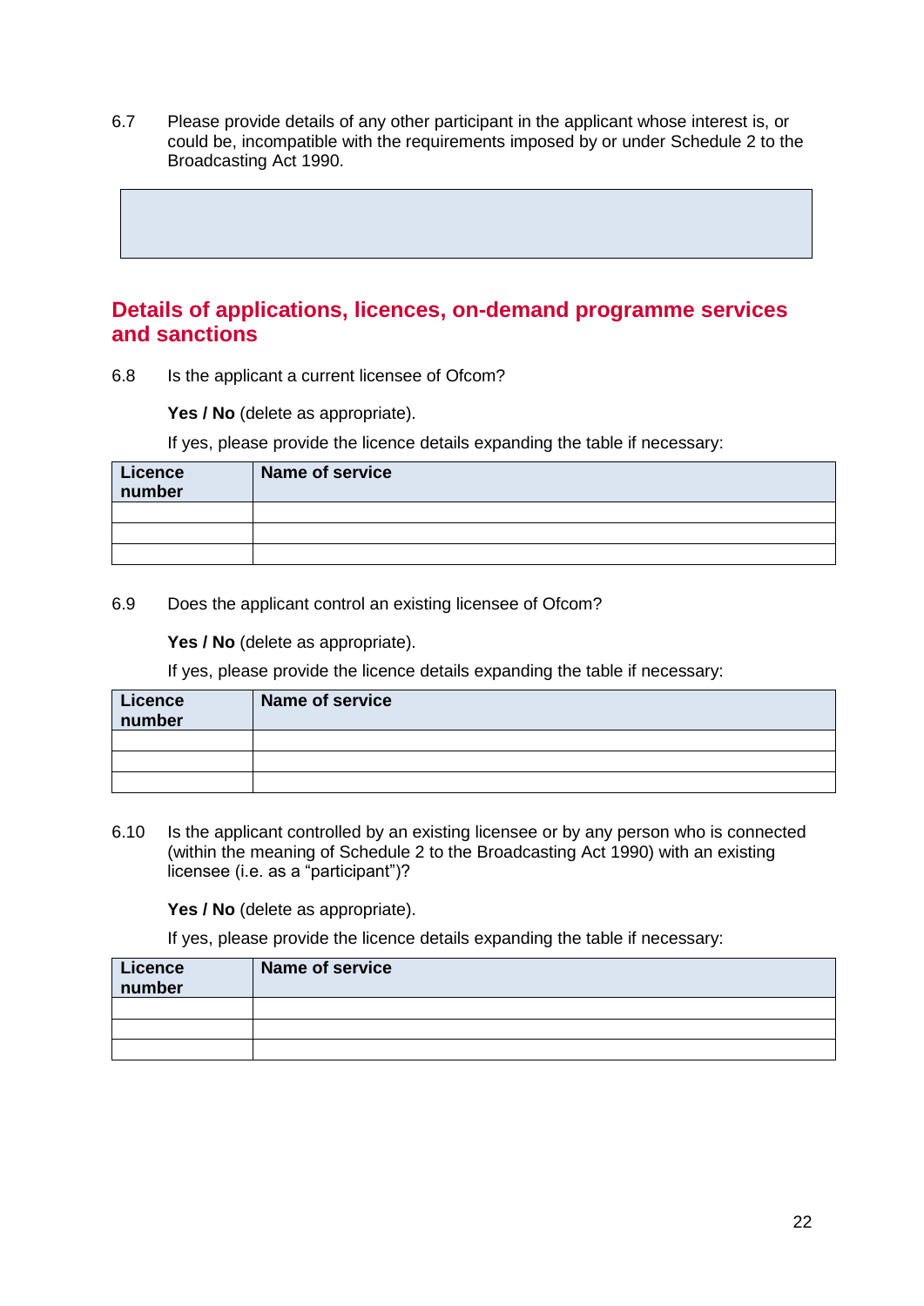6.7 Please provide details of any other participant in the applicant whose interest is, or could be, incompatible with the requirements imposed by or under Schedule 2 to the Broadcasting Act 1990.

| |
|---|
| |

## Details of applications, licences, on-demand programme services and sanctions

6.8 Is the applicant a current licensee of Ofcom?

**Yes / No** (delete as appropriate).

If yes, please provide the licence details expanding the table if necessary:

| Licence number | Name of service |
|---|---|
| | |
| | |
| | |

6.9 Does the applicant control an existing licensee of Ofcom?

**Yes / No** (delete as appropriate).

If yes, please provide the licence details expanding the table if necessary:

| Licence number | Name of service |
|---|---|
| | |
| | |
| | |

6.10 Is the applicant controlled by an existing licensee or by any person who is connected (within the meaning of Schedule 2 to the Broadcasting Act 1990) with an existing licensee (i.e. as a "participant")?

**Yes / No** (delete as appropriate).

If yes, please provide the licence details expanding the table if necessary:

| Licence number | Name of service |
|---|---|
| | |
| | |
| | |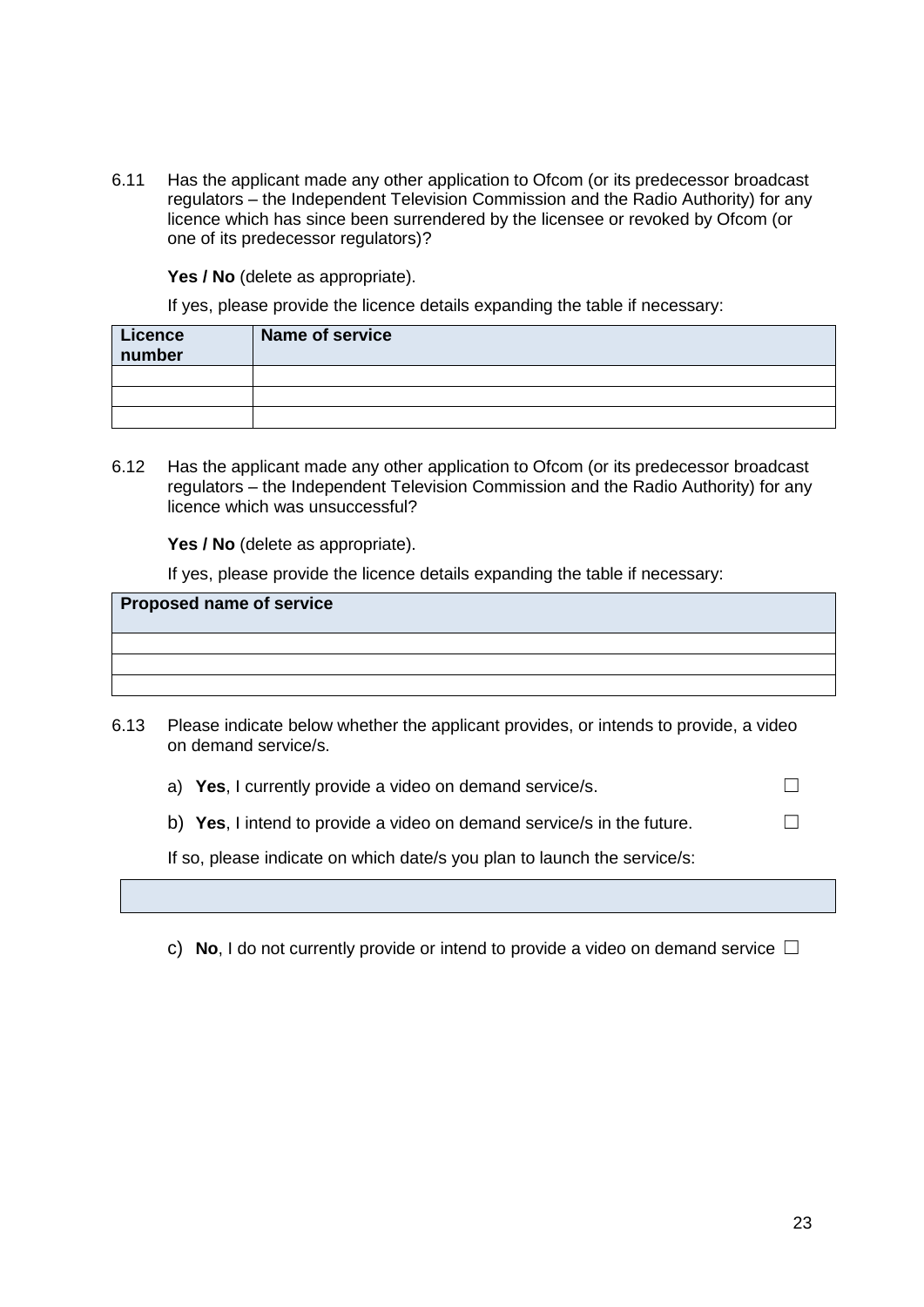6.11 Has the applicant made any other application to Ofcom (or its predecessor broadcast regulators – the Independent Television Commission and the Radio Authority) for any licence which has since been surrendered by the licensee or revoked by Ofcom (or one of its predecessor regulators)?

**Yes / No** (delete as appropriate).

If yes, please provide the licence details expanding the table if necessary:

| Licence number | Name of service |
|---|---|
| | |
| | |
| | |

6.12 Has the applicant made any other application to Ofcom (or its predecessor broadcast regulators – the Independent Television Commission and the Radio Authority) for any licence which was unsuccessful?

**Yes / No** (delete as appropriate).

If yes, please provide the licence details expanding the table if necessary:

| Proposed name of service |
|---|
| |
| |
| |

6.13 Please indicate below whether the applicant provides, or intends to provide, a video on demand service/s.

a) **Yes**, I currently provide a video on demand service/s. ☐

b) **Yes**, I intend to provide a video on demand service/s in the future. ☐

If so, please indicate on which date/s you plan to launch the service/s:

| |
|---|

c) **No**, I do not currently provide or intend to provide a video on demand service ☐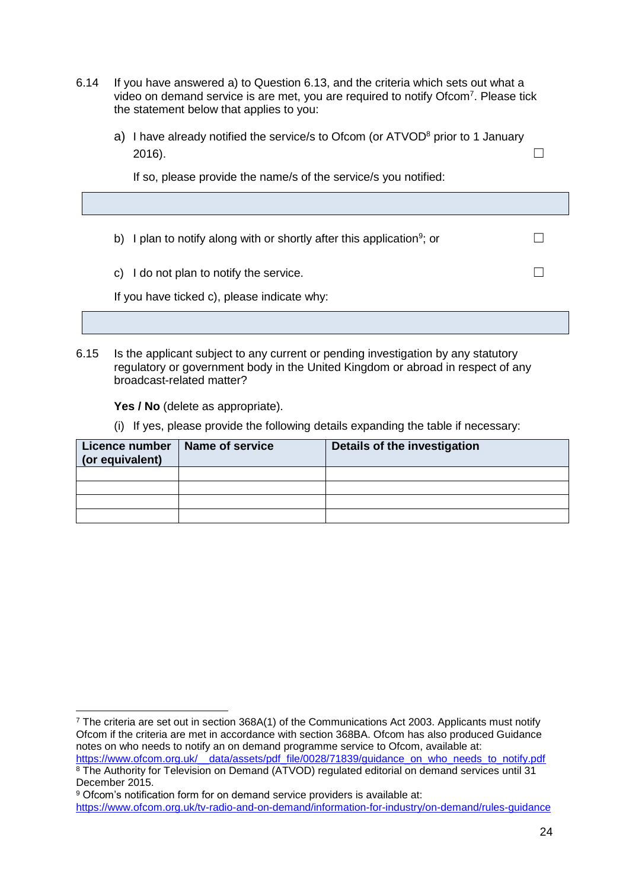6.14 If you have answered a) to Question 6.13, and the criteria which sets out what a video on demand service is are met, you are required to notify Ofcom[7]. Please tick the statement below that applies to you:

a) I have already notified the service/s to Ofcom (or ATVOD[8] prior to 1 January 2016). ☐

If so, please provide the name/s of the service/s you notified:

| |
|---|
| |

b) I plan to notify along with or shortly after this application[9]; or ☐

c) I do not plan to notify the service. ☐

If you have ticked c), please indicate why:

| |
|---|
| |

6.15 Is the applicant subject to any current or pending investigation by any statutory regulatory or government body in the United Kingdom or abroad in respect of any broadcast-related matter?

**Yes / No** (delete as appropriate).

(i) If yes, please provide the following details expanding the table if necessary:

| Licence number (or equivalent) | Name of service | Details of the investigation |
|---|---|---|
| | | |
| | | |
| | | |
| | | |

---

[7] The criteria are set out in section 368A(1) of the Communications Act 2003. Applicants must notify Ofcom if the criteria are met in accordance with section 368BA. Ofcom has also produced Guidance notes on who needs to notify an on demand programme service to Ofcom, available at: https://www.ofcom.org.uk/__data/assets/pdf_file/0028/71839/guidance_on_who_needs_to_notify.pdf

[8] The Authority for Television on Demand (ATVOD) regulated editorial on demand services until 31 December 2015.

[9] Ofcom's notification form for on demand service providers is available at: https://www.ofcom.org.uk/tv-radio-and-on-demand/information-for-industry/on-demand/rules-guidance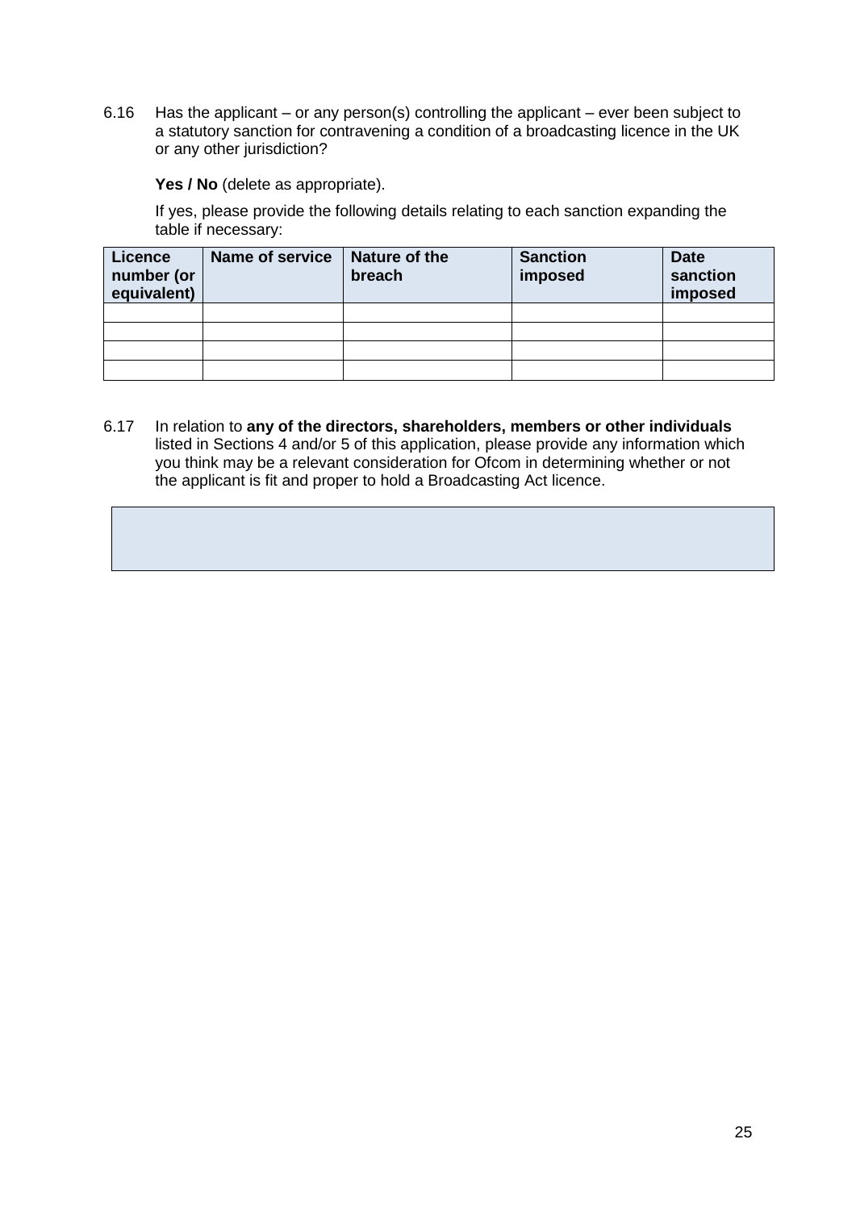6.16 Has the applicant – or any person(s) controlling the applicant – ever been subject to a statutory sanction for contravening a condition of a broadcasting licence in the UK or any other jurisdiction?

**Yes / No** (delete as appropriate).

If yes, please provide the following details relating to each sanction expanding the table if necessary:

| Licence number (or equivalent) | Name of service | Nature of the breach | Sanction imposed | Date sanction imposed |
|---|---|---|---|---|
| | | | | |
| | | | | |
| | | | | |
| | | | | |

6.17 In relation to **any of the directors, shareholders, members or other individuals** listed in Sections 4 and/or 5 of this application, please provide any information which you think may be a relevant consideration for Ofcom in determining whether or not the applicant is fit and proper to hold a Broadcasting Act licence.

| |
|---|
| |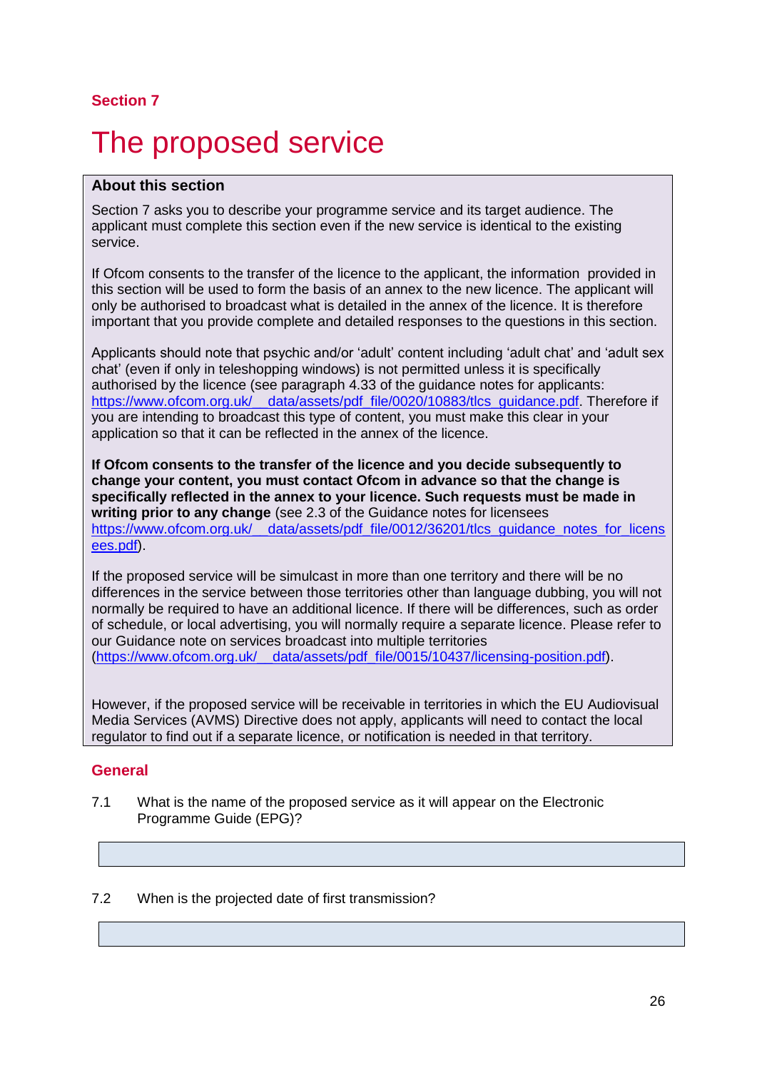**Section 7**

# The proposed service

**About this section**

Section 7 asks you to describe your programme service and its target audience. The applicant must complete this section even if the new service is identical to the existing service.

If Ofcom consents to the transfer of the licence to the applicant, the information provided in this section will be used to form the basis of an annex to the new licence. The applicant will only be authorised to broadcast what is detailed in the annex of the licence. It is therefore important that you provide complete and detailed responses to the questions in this section.

Applicants should note that psychic and/or 'adult' content including 'adult chat' and 'adult sex chat' (even if only in teleshopping windows) is not permitted unless it is specifically authorised by the licence (see paragraph 4.33 of the guidance notes for applicants: https://www.ofcom.org.uk/__data/assets/pdf_file/0020/10883/tlcs_guidance.pdf. Therefore if you are intending to broadcast this type of content, you must make this clear in your application so that it can be reflected in the annex of the licence.

**If Ofcom consents to the transfer of the licence and you decide subsequently to change your content, you must contact Ofcom in advance so that the change is specifically reflected in the annex to your licence. Such requests must be made in writing prior to any change** (see 2.3 of the Guidance notes for licensees https://www.ofcom.org.uk/__data/assets/pdf_file/0012/36201/tlcs_guidance_notes_for_licensees.pdf).

If the proposed service will be simulcast in more than one territory and there will be no differences in the service between those territories other than language dubbing, you will not normally be required to have an additional licence. If there will be differences, such as order of schedule, or local advertising, you will normally require a separate licence. Please refer to our Guidance note on services broadcast into multiple territories (https://www.ofcom.org.uk/__data/assets/pdf_file/0015/10437/licensing-position.pdf).

However, if the proposed service will be receivable in territories in which the EU Audiovisual Media Services (AVMS) Directive does not apply, applicants will need to contact the local regulator to find out if a separate licence, or notification is needed in that territory.

## General

7.1 What is the name of the proposed service as it will appear on the Electronic Programme Guide (EPG)?

| |
|---|

7.2 When is the projected date of first transmission?

| |
|---|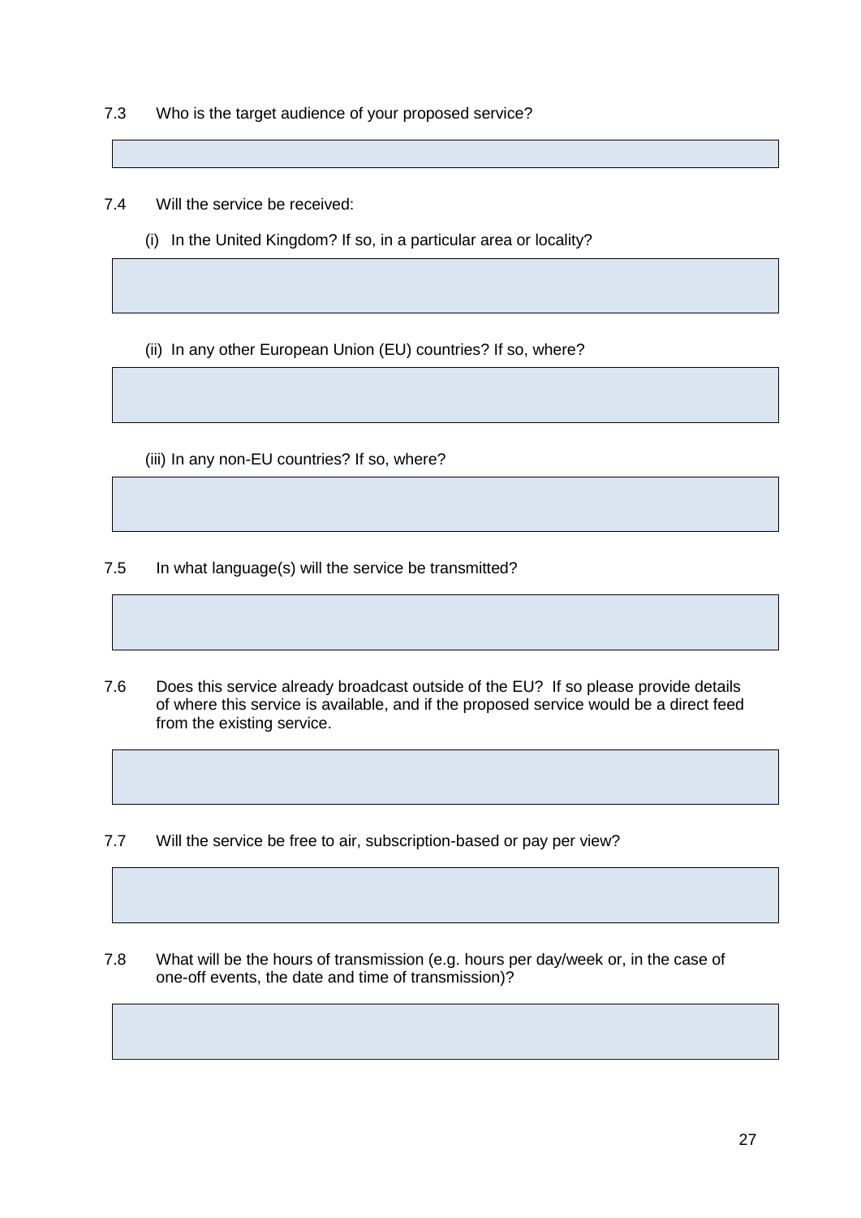7.3 Who is the target audience of your proposed service?

7.4 Will the service be received:

(i) In the United Kingdom? If so, in a particular area or locality?

(ii) In any other European Union (EU) countries? If so, where?

(iii) In any non-EU countries? If so, where?

7.5 In what language(s) will the service be transmitted?

7.6 Does this service already broadcast outside of the EU? If so please provide details of where this service is available, and if the proposed service would be a direct feed from the existing service.

7.7 Will the service be free to air, subscription-based or pay per view?

7.8 What will be the hours of transmission (e.g. hours per day/week or, in the case of one-off events, the date and time of transmission)?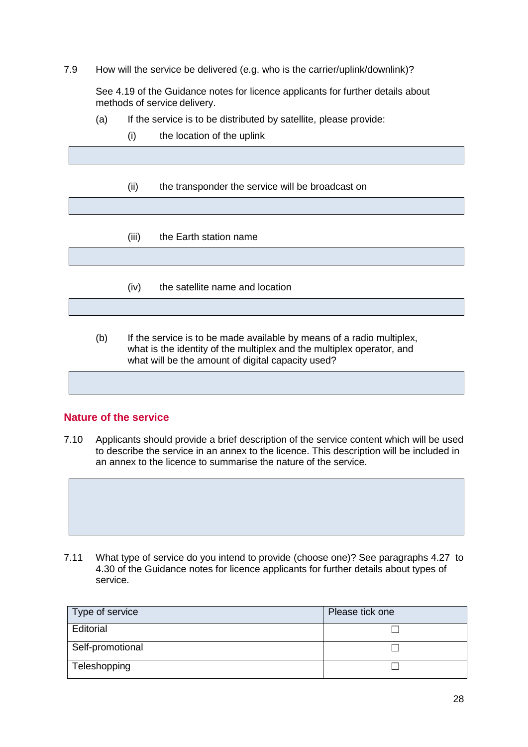7.9 How will the service be delivered (e.g. who is the carrier/uplink/downlink)?

See 4.19 of the Guidance notes for licence applicants for further details about methods of service delivery.

(a) If the service is to be distributed by satellite, please provide:

(i) the location of the uplink

(ii) the transponder the service will be broadcast on

(iii) the Earth station name

(iv) the satellite name and location

(b) If the service is to be made available by means of a radio multiplex, what is the identity of the multiplex and the multiplex operator, and what will be the amount of digital capacity used?

## Nature of the service

7.10 Applicants should provide a brief description of the service content which will be used to describe the service in an annex to the licence. This description will be included in an annex to the licence to summarise the nature of the service.

7.11 What type of service do you intend to provide (choose one)? See paragraphs 4.27 to 4.30 of the Guidance notes for licence applicants for further details about types of service.

| Type of service | Please tick one |
|---|---|
| Editorial | ☐ |
| Self-promotional | ☐ |
| Teleshopping | ☐ |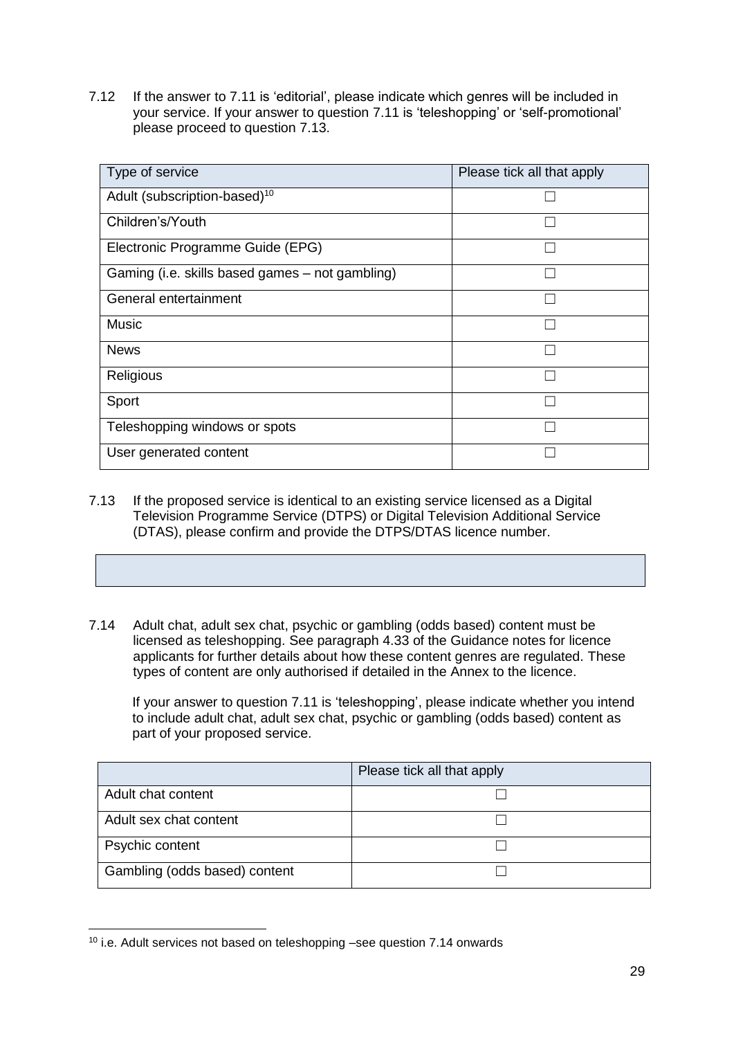7.12 If the answer to 7.11 is 'editorial', please indicate which genres will be included in your service. If your answer to question 7.11 is 'teleshopping' or 'self-promotional' please proceed to question 7.13.

| Type of service | Please tick all that apply |
| --- | --- |
| Adult (subscription-based)[10] | ☐ |
| Children's/Youth | ☐ |
| Electronic Programme Guide (EPG) | ☐ |
| Gaming (i.e. skills based games – not gambling) | ☐ |
| General entertainment | ☐ |
| Music | ☐ |
| News | ☐ |
| Religious | ☐ |
| Sport | ☐ |
| Teleshopping windows or spots | ☐ |
| User generated content | ☐ |

7.13 If the proposed service is identical to an existing service licensed as a Digital Television Programme Service (DTPS) or Digital Television Additional Service (DTAS), please confirm and provide the DTPS/DTAS licence number.

| |
| --- |

7.14 Adult chat, adult sex chat, psychic or gambling (odds based) content must be licensed as teleshopping. See paragraph 4.33 of the Guidance notes for licence applicants for further details about how these content genres are regulated. These types of content are only authorised if detailed in the Annex to the licence.

If your answer to question 7.11 is 'teleshopping', please indicate whether you intend to include adult chat, adult sex chat, psychic or gambling (odds based) content as part of your proposed service.

| | Please tick all that apply |
| --- | --- |
| Adult chat content | ☐ |
| Adult sex chat content | ☐ |
| Psychic content | ☐ |
| Gambling (odds based) content | ☐ |

[10] i.e. Adult services not based on teleshopping –see question 7.14 onwards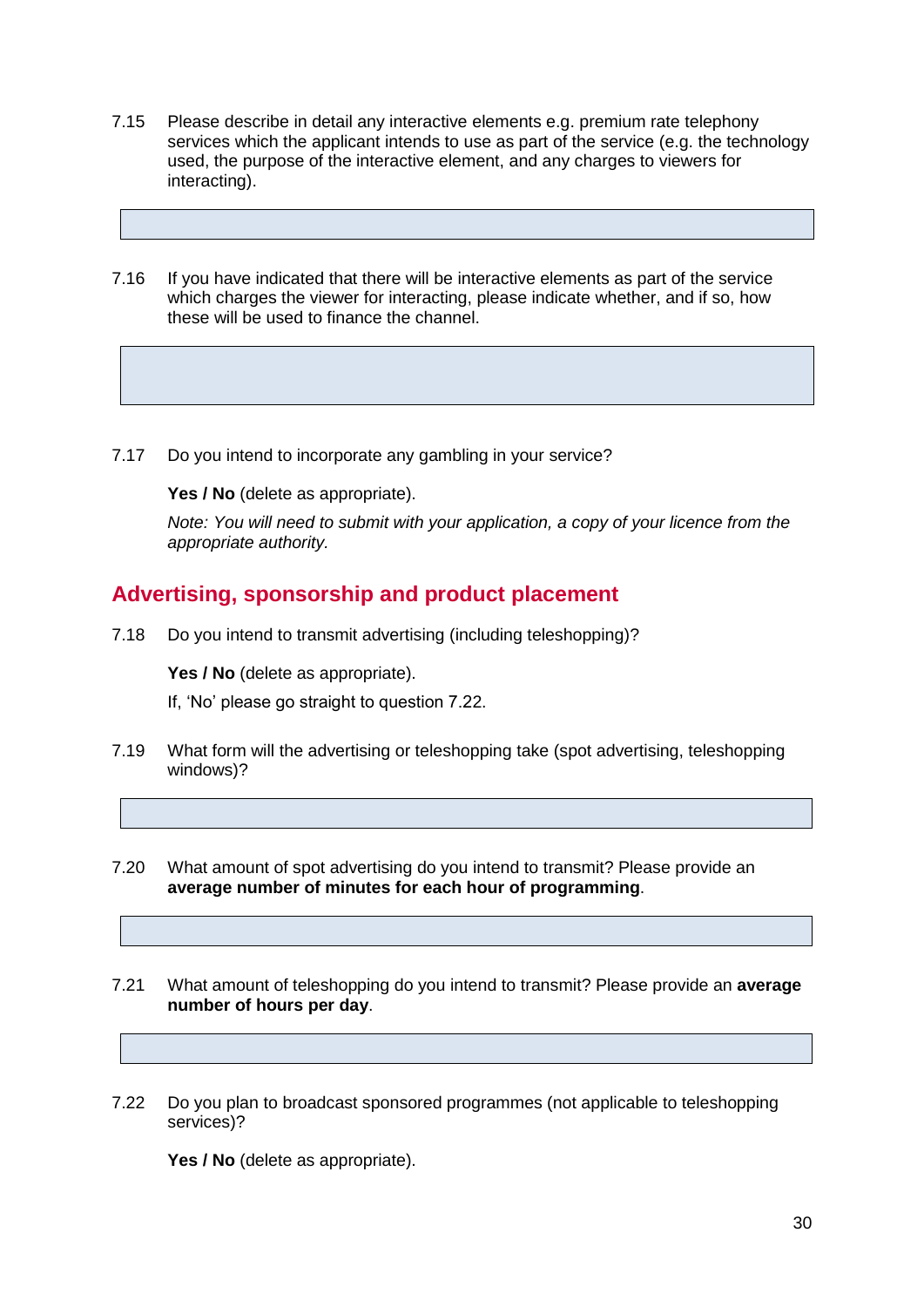7.15 Please describe in detail any interactive elements e.g. premium rate telephony services which the applicant intends to use as part of the service (e.g. the technology used, the purpose of the interactive element, and any charges to viewers for interacting).

7.16 If you have indicated that there will be interactive elements as part of the service which charges the viewer for interacting, please indicate whether, and if so, how these will be used to finance the channel.

7.17 Do you intend to incorporate any gambling in your service?

**Yes / No** (delete as appropriate).

*Note: You will need to submit with your application, a copy of your licence from the appropriate authority.*

## Advertising, sponsorship and product placement

7.18 Do you intend to transmit advertising (including teleshopping)?

**Yes / No** (delete as appropriate).

If, 'No' please go straight to question 7.22.

7.19 What form will the advertising or teleshopping take (spot advertising, teleshopping windows)?

7.20 What amount of spot advertising do you intend to transmit? Please provide an **average number of minutes for each hour of programming**.

7.21 What amount of teleshopping do you intend to transmit? Please provide an **average number of hours per day**.

7.22 Do you plan to broadcast sponsored programmes (not applicable to teleshopping services)?

**Yes / No** (delete as appropriate).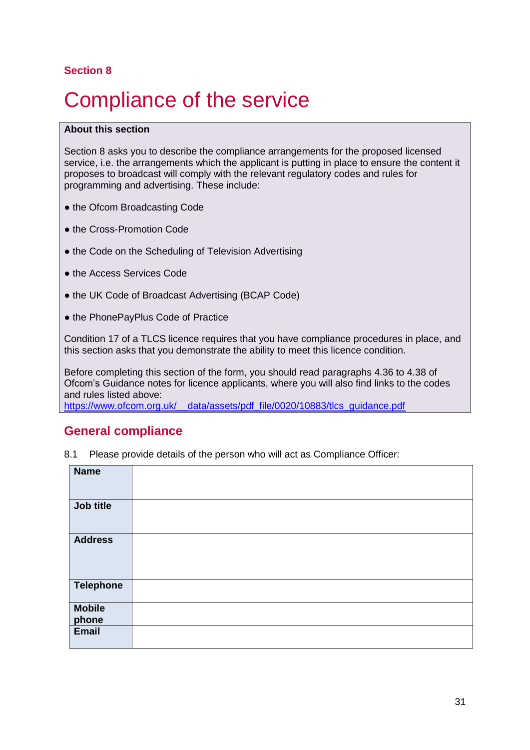**Section 8**

# Compliance of the service

**About this section**

Section 8 asks you to describe the compliance arrangements for the proposed licensed service, i.e. the arrangements which the applicant is putting in place to ensure the content it proposes to broadcast will comply with the relevant regulatory codes and rules for programming and advertising. These include:

- the Ofcom Broadcasting Code
- the Cross-Promotion Code
- the Code on the Scheduling of Television Advertising
- the Access Services Code
- the UK Code of Broadcast Advertising (BCAP Code)
- the PhonePayPlus Code of Practice

Condition 17 of a TLCS licence requires that you have compliance procedures in place, and this section asks that you demonstrate the ability to meet this licence condition.

Before completing this section of the form, you should read paragraphs 4.36 to 4.38 of Ofcom's Guidance notes for licence applicants, where you will also find links to the codes and rules listed above:
https://www.ofcom.org.uk/__data/assets/pdf_file/0020/10883/tlcs_guidance.pdf

## General compliance

8.1 Please provide details of the person who will act as Compliance Officer:

| | |
|---|---|
| **Name** | |
| **Job title** | |
| **Address** | |
| **Telephone** | |
| **Mobile phone** | |
| **Email** | |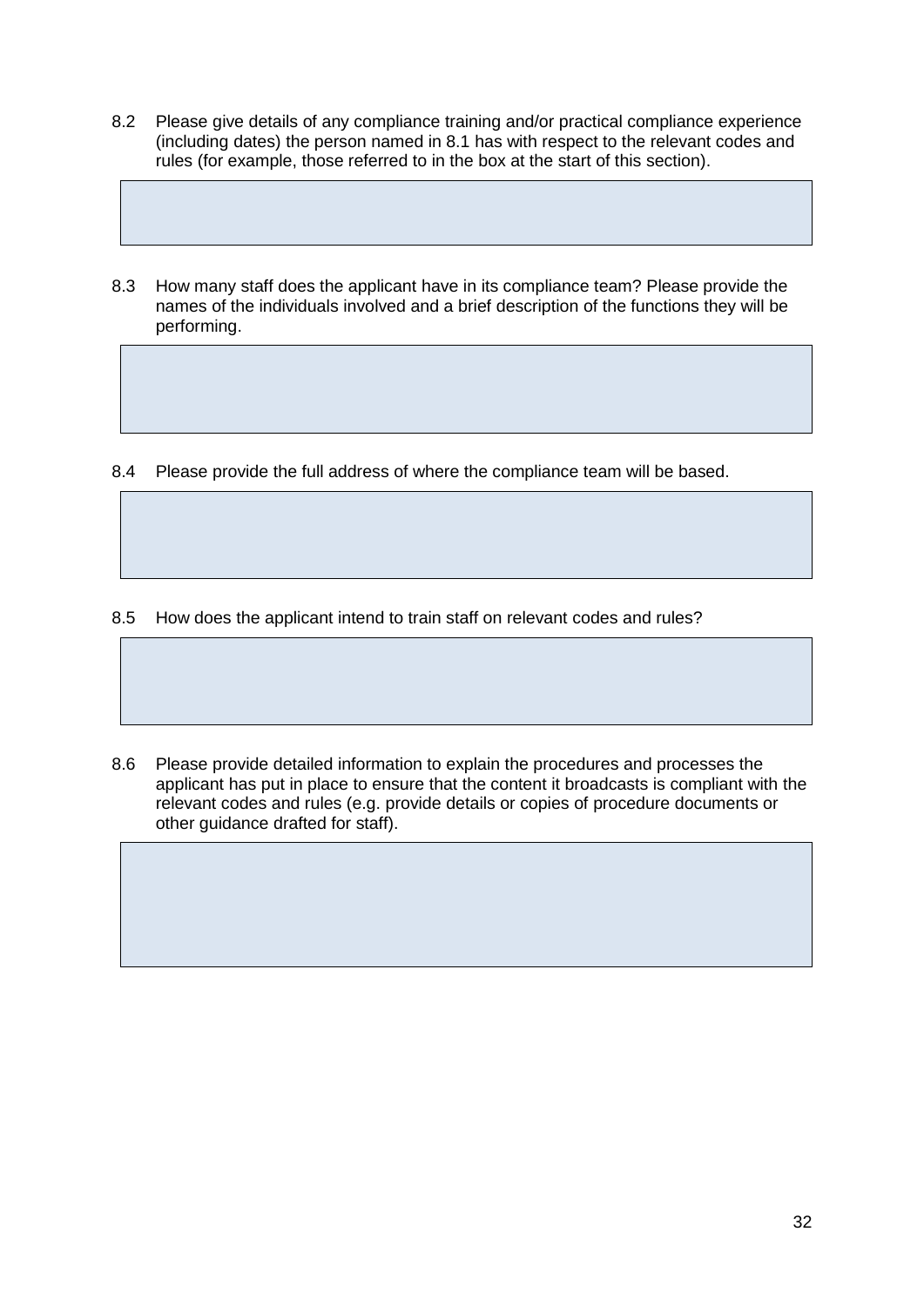8.2 Please give details of any compliance training and/or practical compliance experience (including dates) the person named in 8.1 has with respect to the relevant codes and rules (for example, those referred to in the box at the start of this section).

8.3 How many staff does the applicant have in its compliance team? Please provide the names of the individuals involved and a brief description of the functions they will be performing.

8.4 Please provide the full address of where the compliance team will be based.

8.5 How does the applicant intend to train staff on relevant codes and rules?

8.6 Please provide detailed information to explain the procedures and processes the applicant has put in place to ensure that the content it broadcasts is compliant with the relevant codes and rules (e.g. provide details or copies of procedure documents or other guidance drafted for staff).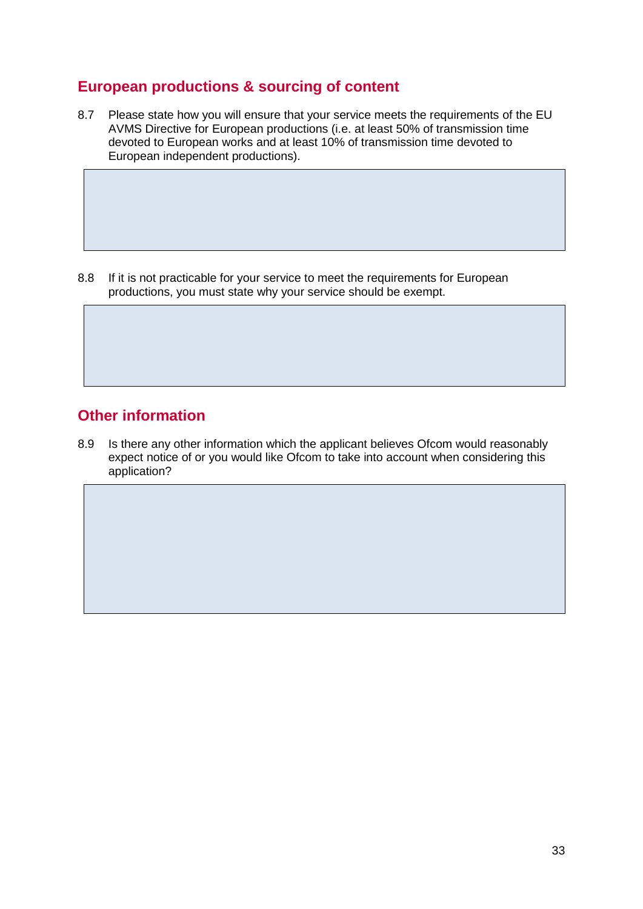## European productions & sourcing of content

8.7 Please state how you will ensure that your service meets the requirements of the EU AVMS Directive for European productions (i.e. at least 50% of transmission time devoted to European works and at least 10% of transmission time devoted to European independent productions).

8.8 If it is not practicable for your service to meet the requirements for European productions, you must state why your service should be exempt.

## Other information

8.9 Is there any other information which the applicant believes Ofcom would reasonably expect notice of or you would like Ofcom to take into account when considering this application?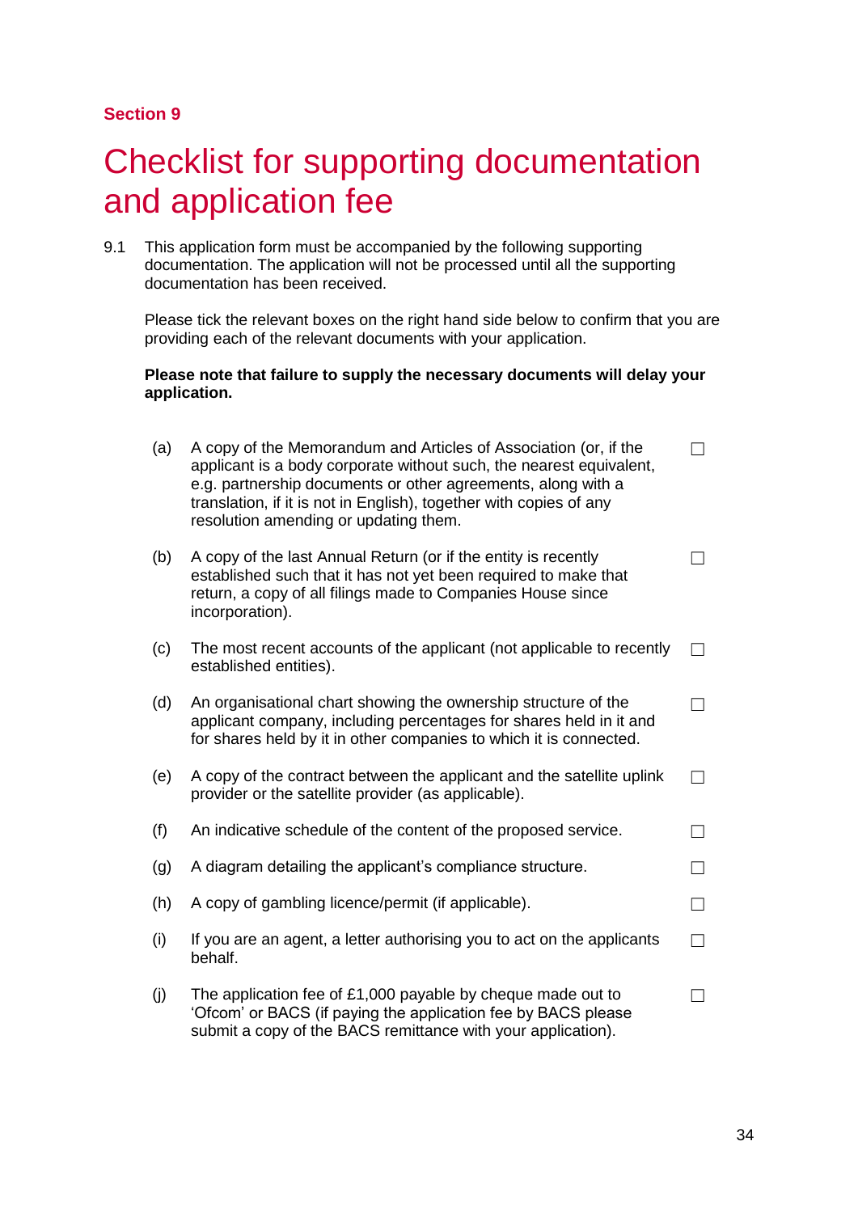**Section 9**

# Checklist for supporting documentation and application fee

9.1 This application form must be accompanied by the following supporting documentation. The application will not be processed until all the supporting documentation has been received.

Please tick the relevant boxes on the right hand side below to confirm that you are providing each of the relevant documents with your application.

**Please note that failure to supply the necessary documents will delay your application.**

(a) A copy of the Memorandum and Articles of Association (or, if the applicant is a body corporate without such, the nearest equivalent, e.g. partnership documents or other agreements, along with a translation, if it is not in English), together with copies of any resolution amending or updating them. ☐

(b) A copy of the last Annual Return (or if the entity is recently established such that it has not yet been required to make that return, a copy of all filings made to Companies House since incorporation). ☐

(c) The most recent accounts of the applicant (not applicable to recently established entities). ☐

(d) An organisational chart showing the ownership structure of the applicant company, including percentages for shares held in it and for shares held by it in other companies to which it is connected. ☐

(e) A copy of the contract between the applicant and the satellite uplink provider or the satellite provider (as applicable). ☐

(f) An indicative schedule of the content of the proposed service. ☐

(g) A diagram detailing the applicant's compliance structure. ☐

(h) A copy of gambling licence/permit (if applicable). ☐

(i) If you are an agent, a letter authorising you to act on the applicants behalf. ☐

(j) The application fee of £1,000 payable by cheque made out to 'Ofcom' or BACS (if paying the application fee by BACS please submit a copy of the BACS remittance with your application). ☐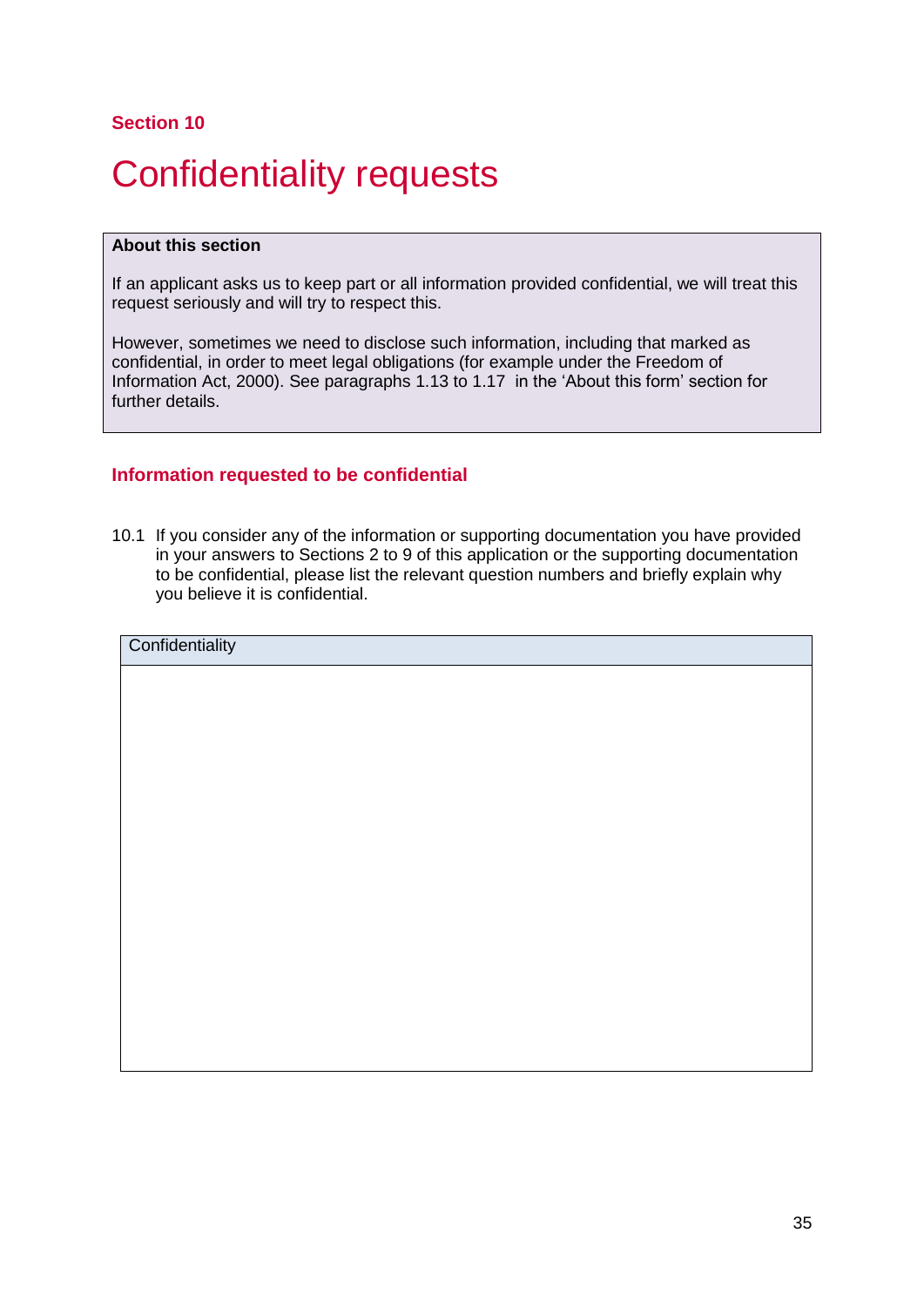**Section 10**

# Confidentiality requests

| About this section |
| --- |
| If an applicant asks us to keep part or all information provided confidential, we will treat this request seriously and will try to respect this.<br><br>However, sometimes we need to disclose such information, including that marked as confidential, in order to meet legal obligations (for example under the Freedom of Information Act, 2000). See paragraphs 1.13 to 1.17 in the 'About this form' section for further details. |

## Information requested to be confidential

10.1 If you consider any of the information or supporting documentation you have provided in your answers to Sections 2 to 9 of this application or the supporting documentation to be confidential, please list the relevant question numbers and briefly explain why you believe it is confidential.

| Confidentiality |
| --- |
| |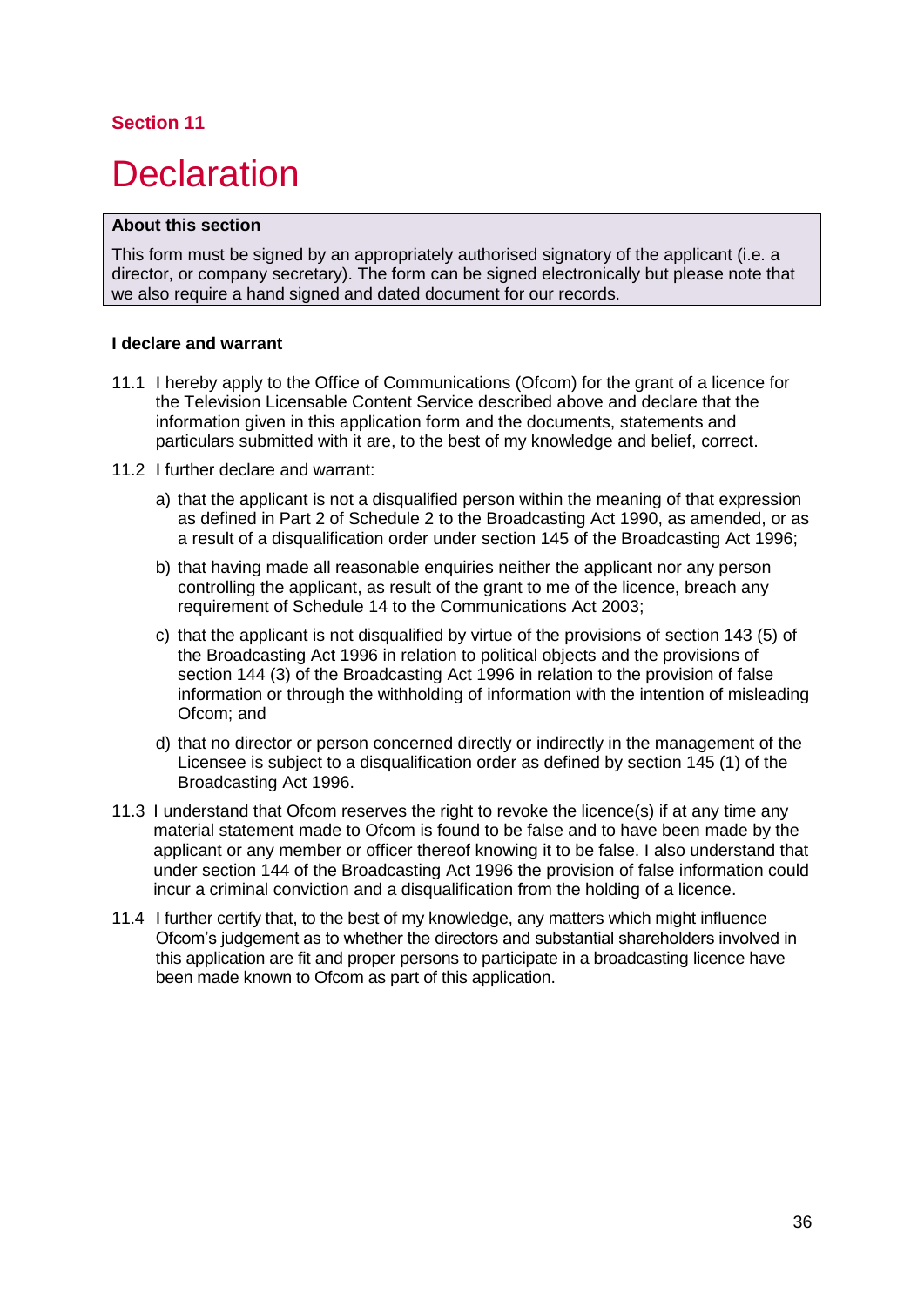**Section 11**

# Declaration

**About this section**

This form must be signed by an appropriately authorised signatory of the applicant (i.e. a director, or company secretary). The form can be signed electronically but please note that we also require a hand signed and dated document for our records.

**I declare and warrant**

11.1 I hereby apply to the Office of Communications (Ofcom) for the grant of a licence for the Television Licensable Content Service described above and declare that the information given in this application form and the documents, statements and particulars submitted with it are, to the best of my knowledge and belief, correct.

11.2 I further declare and warrant:

a) that the applicant is not a disqualified person within the meaning of that expression as defined in Part 2 of Schedule 2 to the Broadcasting Act 1990, as amended, or as a result of a disqualification order under section 145 of the Broadcasting Act 1996;

b) that having made all reasonable enquiries neither the applicant nor any person controlling the applicant, as result of the grant to me of the licence, breach any requirement of Schedule 14 to the Communications Act 2003;

c) that the applicant is not disqualified by virtue of the provisions of section 143 (5) of the Broadcasting Act 1996 in relation to political objects and the provisions of section 144 (3) of the Broadcasting Act 1996 in relation to the provision of false information or through the withholding of information with the intention of misleading Ofcom; and

d) that no director or person concerned directly or indirectly in the management of the Licensee is subject to a disqualification order as defined by section 145 (1) of the Broadcasting Act 1996.

11.3 I understand that Ofcom reserves the right to revoke the licence(s) if at any time any material statement made to Ofcom is found to be false and to have been made by the applicant or any member or officer thereof knowing it to be false. I also understand that under section 144 of the Broadcasting Act 1996 the provision of false information could incur a criminal conviction and a disqualification from the holding of a licence.

11.4 I further certify that, to the best of my knowledge, any matters which might influence Ofcom's judgement as to whether the directors and substantial shareholders involved in this application are fit and proper persons to participate in a broadcasting licence have been made known to Ofcom as part of this application.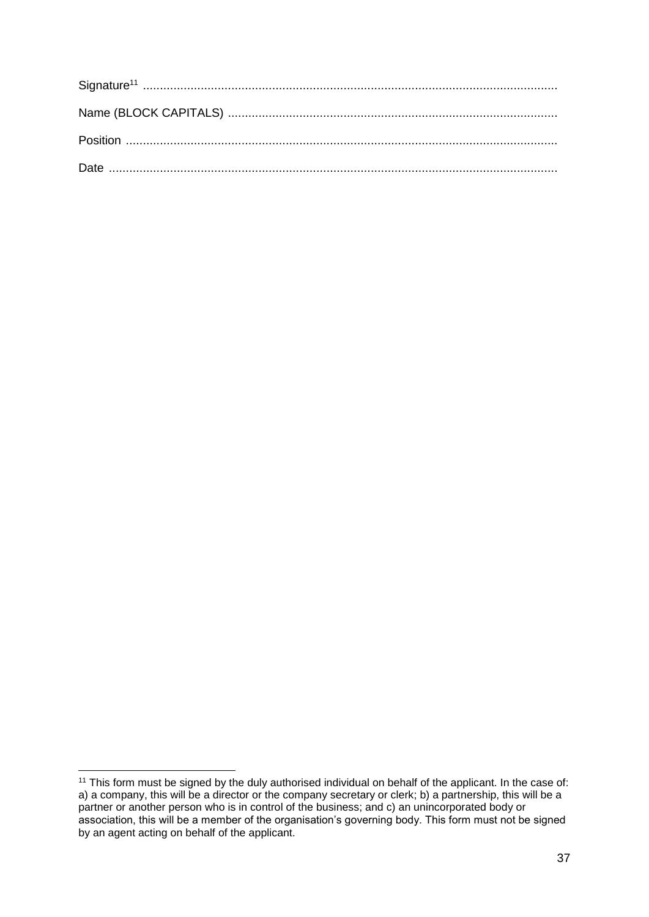Signature[11] .........................................................................................................................

Name (BLOCK CAPITALS) ................................................................................................

Position ..............................................................................................................................

Date ....................................................................................................................................

[11] This form must be signed by the duly authorised individual on behalf of the applicant. In the case of: a) a company, this will be a director or the company secretary or clerk; b) a partnership, this will be a partner or another person who is in control of the business; and c) an unincorporated body or association, this will be a member of the organisation's governing body. This form must not be signed by an agent acting on behalf of the applicant.